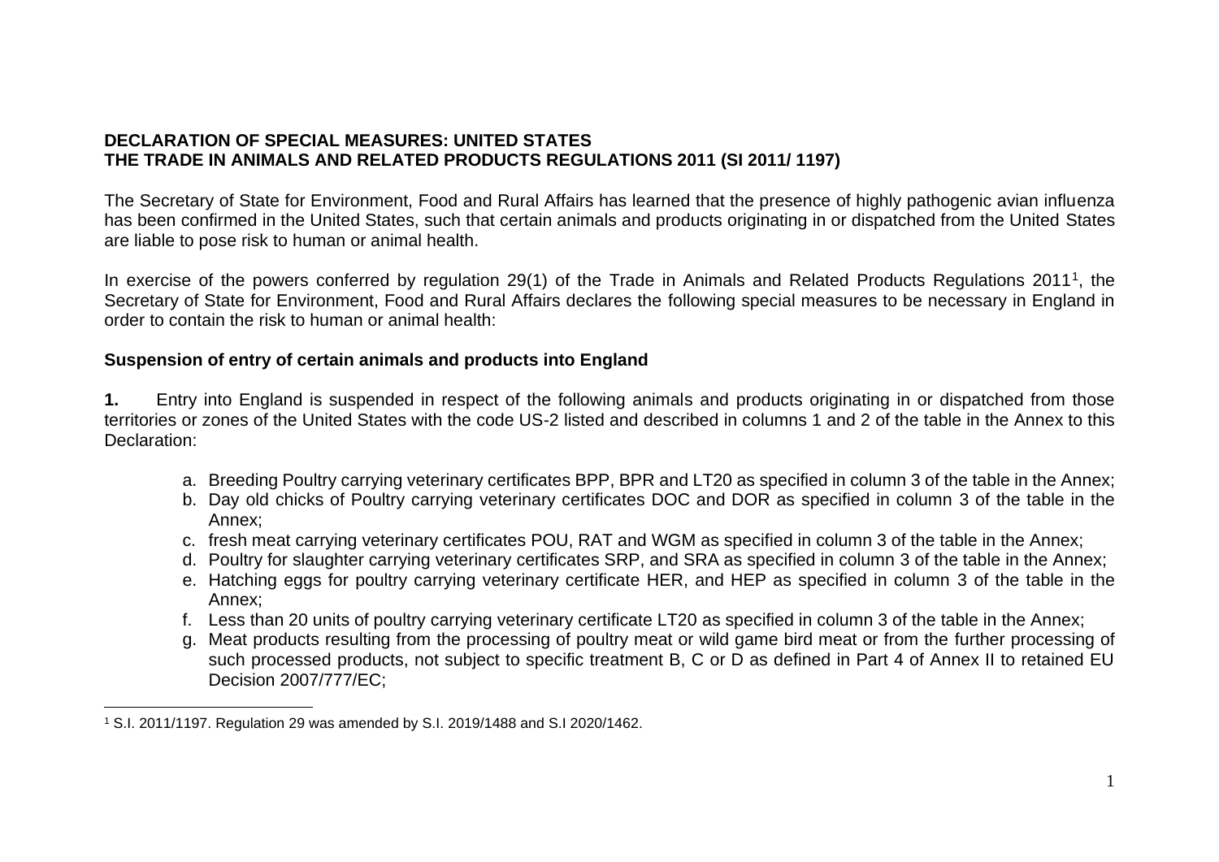**DECLARATION OF SPECIAL MEASURES: UNITED STATES**
**THE TRADE IN ANIMALS AND RELATED PRODUCTS REGULATIONS 2011 (SI 2011/ 1197)**

The Secretary of State for Environment, Food and Rural Affairs has learned that the presence of highly pathogenic avian influenza has been confirmed in the United States, such that certain animals and products originating in or dispatched from the United States are liable to pose risk to human or animal health.

In exercise of the powers conferred by regulation 29(1) of the Trade in Animals and Related Products Regulations 2011[1], the Secretary of State for Environment, Food and Rural Affairs declares the following special measures to be necessary in England in order to contain the risk to human or animal health:

**Suspension of entry of certain animals and products into England**

**1.** Entry into England is suspended in respect of the following animals and products originating in or dispatched from those territories or zones of the United States with the code US-2 listed and described in columns 1 and 2 of the table in the Annex to this Declaration:

a. Breeding Poultry carrying veterinary certificates BPP, BPR and LT20 as specified in column 3 of the table in the Annex;
b. Day old chicks of Poultry carrying veterinary certificates DOC and DOR as specified in column 3 of the table in the Annex;
c. fresh meat carrying veterinary certificates POU, RAT and WGM as specified in column 3 of the table in the Annex;
d. Poultry for slaughter carrying veterinary certificates SRP, and SRA as specified in column 3 of the table in the Annex;
e. Hatching eggs for poultry carrying veterinary certificate HER, and HEP as specified in column 3 of the table in the Annex;
f. Less than 20 units of poultry carrying veterinary certificate LT20 as specified in column 3 of the table in the Annex;
g. Meat products resulting from the processing of poultry meat or wild game bird meat or from the further processing of such processed products, not subject to specific treatment B, C or D as defined in Part 4 of Annex II to retained EU Decision 2007/777/EC;

[1] S.I. 2011/1197. Regulation 29 was amended by S.I. 2019/1488 and S.I 2020/1462.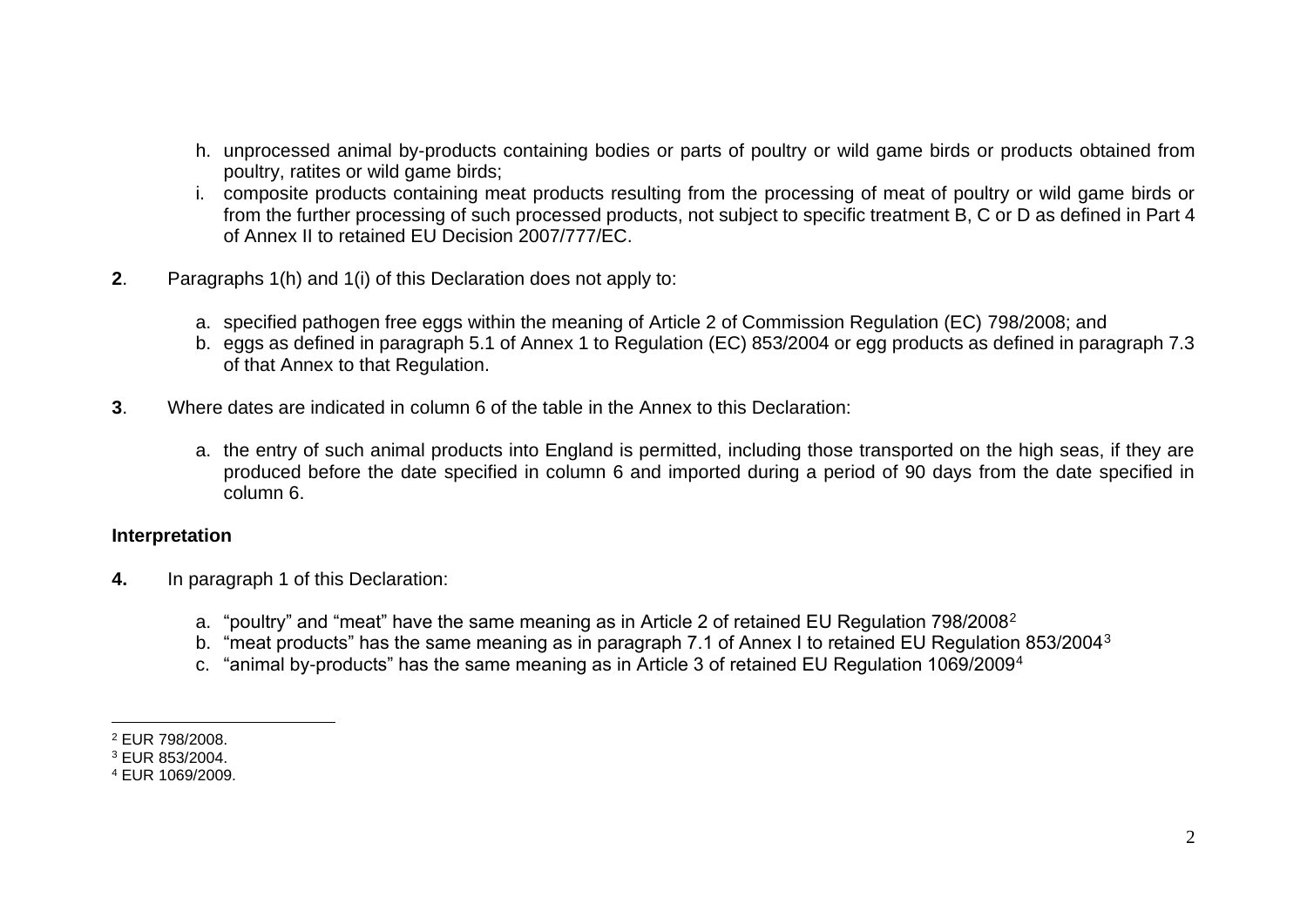h. unprocessed animal by-products containing bodies or parts of poultry or wild game birds or products obtained from poultry, ratites or wild game birds;
i. composite products containing meat products resulting from the processing of meat of poultry or wild game birds or from the further processing of such processed products, not subject to specific treatment B, C or D as defined in Part 4 of Annex II to retained EU Decision 2007/777/EC.

**2**. Paragraphs 1(h) and 1(i) of this Declaration does not apply to:

a. specified pathogen free eggs within the meaning of Article 2 of Commission Regulation (EC) 798/2008; and
b. eggs as defined in paragraph 5.1 of Annex 1 to Regulation (EC) 853/2004 or egg products as defined in paragraph 7.3 of that Annex to that Regulation.

**3**. Where dates are indicated in column 6 of the table in the Annex to this Declaration:

a. the entry of such animal products into England is permitted, including those transported on the high seas, if they are produced before the date specified in column 6 and imported during a period of 90 days from the date specified in column 6.

**Interpretation**

**4.** In paragraph 1 of this Declaration:

a. "poultry" and "meat" have the same meaning as in Article 2 of retained EU Regulation 798/2008[2]
b. "meat products" has the same meaning as in paragraph 7.1 of Annex I to retained EU Regulation 853/2004[3]
c. "animal by-products" has the same meaning as in Article 3 of retained EU Regulation 1069/2009[4]

---

[2] EUR 798/2008.
[3] EUR 853/2004.
[4] EUR 1069/2009.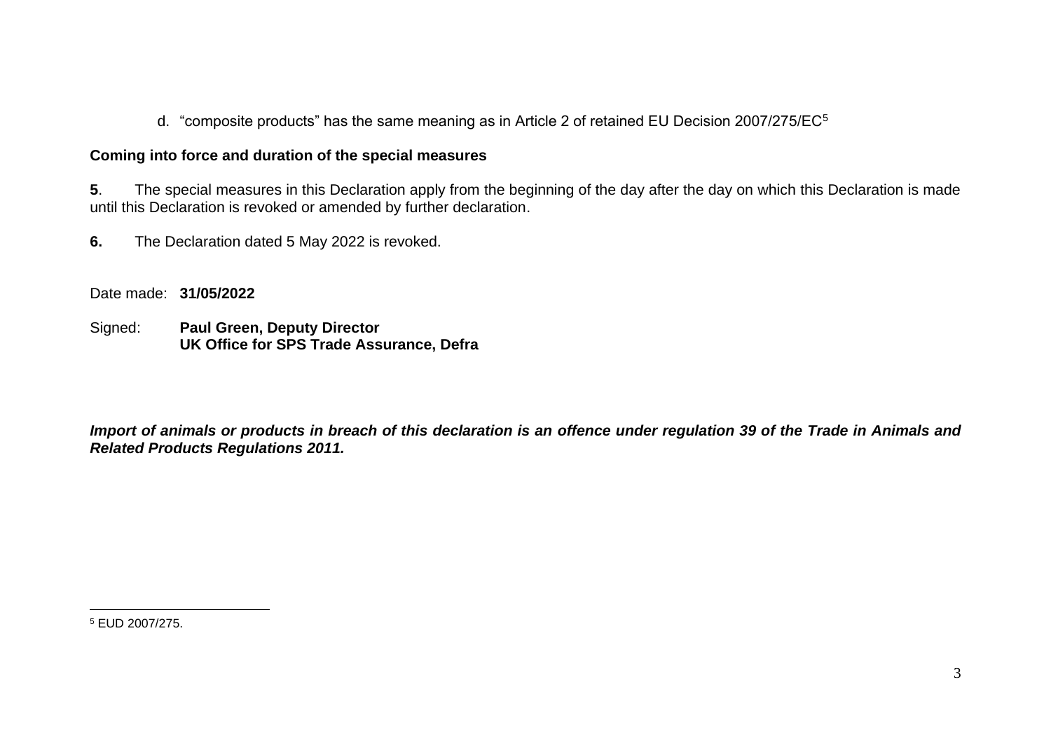d. “composite products” has the same meaning as in Article 2 of retained EU Decision 2007/275/EC[5]

**Coming into force and duration of the special measures**

**5**. The special measures in this Declaration apply from the beginning of the day after the day on which this Declaration is made until this Declaration is revoked or amended by further declaration.

**6.** The Declaration dated 5 May 2022 is revoked.

Date made: **31/05/2022**

Signed: **Paul Green, Deputy Director**
**UK Office for SPS Trade Assurance, Defra**

***Import of animals or products in breach of this declaration is an offence under regulation 39 of the Trade in Animals and Related Products Regulations 2011.***

---

[5] EUD 2007/275.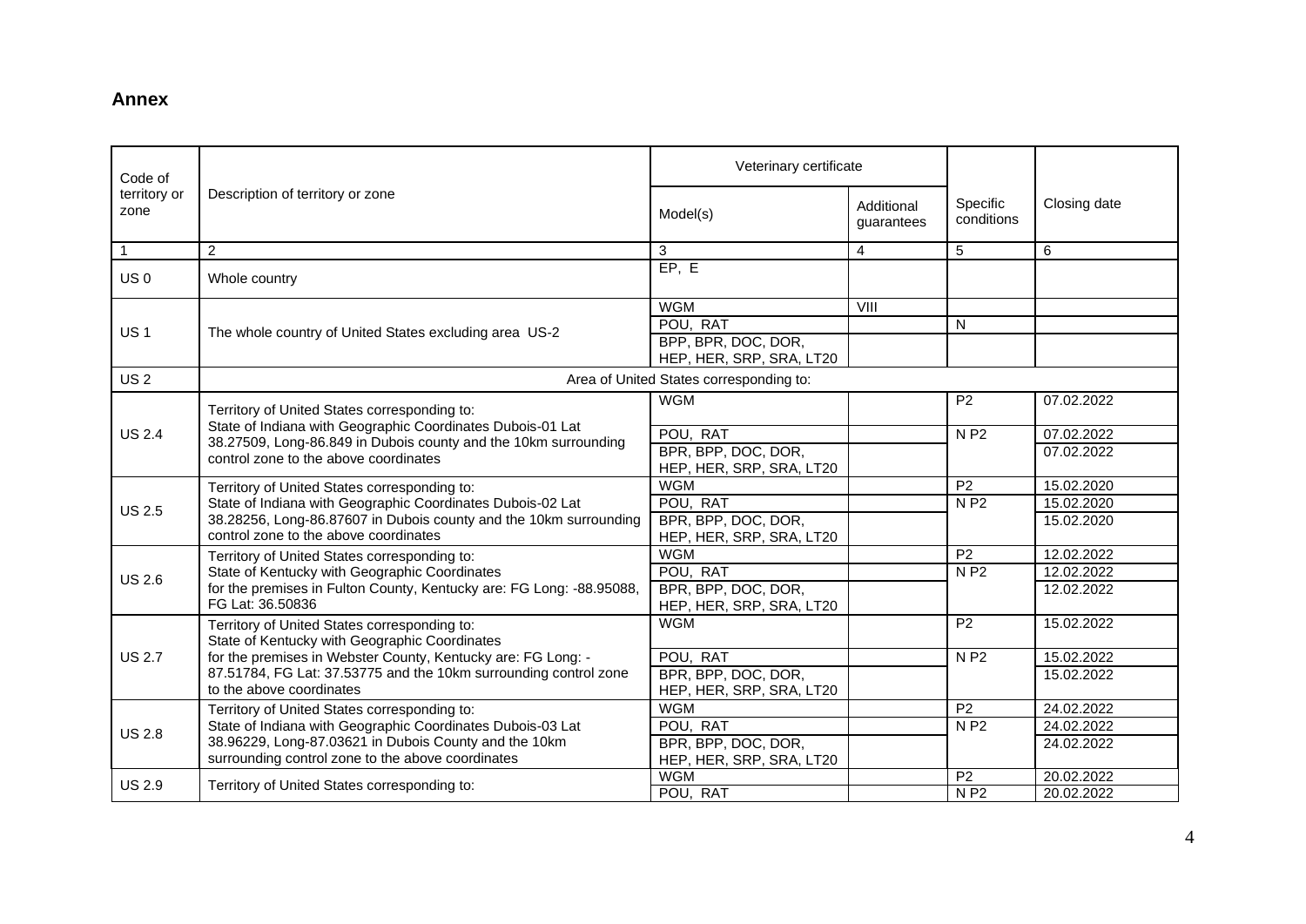## Annex

| Code of territory or zone | Description of territory or zone | Veterinary certificate | | Specific conditions | Closing date |
|---|---|---|---|---|---|
| | | Model(s) | Additional guarantees | | |
| 1 | 2 | 3 | 4 | 5 | 6 |
| US 0 | Whole country | EP, E | | | |
| US 1 | The whole country of United States excluding area US-2 | WGM | VIII | | |
| | | POU, RAT | | N | |
| | | BPP, BPR, DOC, DOR, HEP, HER, SRP, SRA, LT20 | | | |
| US 2 | Area of United States corresponding to: | | | | |
| US 2.4 | Territory of United States corresponding to: State of Indiana with Geographic Coordinates Dubois-01 Lat 38.27509, Long-86.849 in Dubois county and the 10km surrounding control zone to the above coordinates | WGM | | P2 | 07.02.2022 |
| | | POU, RAT | | N P2 | 07.02.2022 |
| | | BPR, BPP, DOC, DOR, HEP, HER, SRP, SRA, LT20 | | | 07.02.2022 |
| US 2.5 | Territory of United States corresponding to: State of Indiana with Geographic Coordinates Dubois-02 Lat 38.28256, Long-86.87607 in Dubois county and the 10km surrounding control zone to the above coordinates | WGM | | P2 | 15.02.2020 |
| | | POU, RAT | | N P2 | 15.02.2020 |
| | | BPR, BPP, DOC, DOR, HEP, HER, SRP, SRA, LT20 | | | 15.02.2020 |
| US 2.6 | Territory of United States corresponding to: State of Kentucky with Geographic Coordinates for the premises in Fulton County, Kentucky are: FG Long: -88.95088, FG Lat: 36.50836 | WGM | | P2 | 12.02.2022 |
| | | POU, RAT | | N P2 | 12.02.2022 |
| | | BPR, BPP, DOC, DOR, HEP, HER, SRP, SRA, LT20 | | | 12.02.2022 |
| US 2.7 | Territory of United States corresponding to: State of Kentucky with Geographic Coordinates for the premises in Webster County, Kentucky are: FG Long: -87.51784, FG Lat: 37.53775 and the 10km surrounding control zone to the above coordinates | WGM | | P2 | 15.02.2022 |
| | | POU, RAT | | N P2 | 15.02.2022 |
| | | BPR, BPP, DOC, DOR, HEP, HER, SRP, SRA, LT20 | | | 15.02.2022 |
| US 2.8 | Territory of United States corresponding to: State of Indiana with Geographic Coordinates Dubois-03 Lat 38.96229, Long-87.03621 in Dubois County and the 10km surrounding control zone to the above coordinates | WGM | | P2 | 24.02.2022 |
| | | POU, RAT | | N P2 | 24.02.2022 |
| | | BPR, BPP, DOC, DOR, HEP, HER, SRP, SRA, LT20 | | | 24.02.2022 |
| US 2.9 | Territory of United States corresponding to: | WGM | | P2 | 20.02.2022 |
| | | POU, RAT | | N P2 | 20.02.2022 |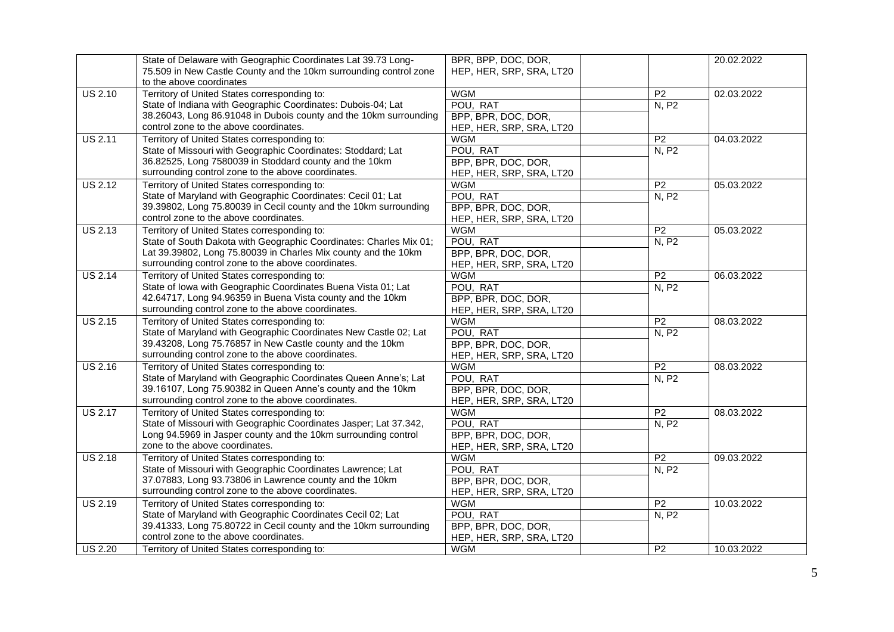| | | | | | |
|---|---|---|---|---|---|
| | State of Delaware with Geographic Coordinates Lat 39.73 Long-75.509 in New Castle County and the 10km surrounding control zone to the above coordinates | BPR, BPP, DOC, DOR, HEP, HER, SRP, SRA, LT20 | | | 20.02.2022 |
| US 2.10 | Territory of United States corresponding to: State of Indiana with Geographic Coordinates: Dubois-04; Lat 38.26043, Long 86.91048 in Dubois county and the 10km surrounding control zone to the above coordinates. | WGM | | P2 | 02.03.2022 |
| | | POU, RAT | | N, P2 | |
| | | BPP, BPR, DOC, DOR, HEP, HER, SRP, SRA, LT20 | | | |
| US 2.11 | Territory of United States corresponding to: State of Missouri with Geographic Coordinates: Stoddard; Lat 36.82525, Long 7580039 in Stoddard county and the 10km surrounding control zone to the above coordinates. | WGM | | P2 | 04.03.2022 |
| | | POU, RAT | | N, P2 | |
| | | BPP, BPR, DOC, DOR, HEP, HER, SRP, SRA, LT20 | | | |
| US 2.12 | Territory of United States corresponding to: State of Maryland with Geographic Coordinates: Cecil 01; Lat 39.39802, Long 75.80039 in Cecil county and the 10km surrounding control zone to the above coordinates. | WGM | | P2 | 05.03.2022 |
| | | POU, RAT | | N, P2 | |
| | | BPP, BPR, DOC, DOR, HEP, HER, SRP, SRA, LT20 | | | |
| US 2.13 | Territory of United States corresponding to: State of South Dakota with Geographic Coordinates: Charles Mix 01; Lat 39.39802, Long 75.80039 in Charles Mix county and the 10km surrounding control zone to the above coordinates. | WGM | | P2 | 05.03.2022 |
| | | POU, RAT | | N, P2 | |
| | | BPP, BPR, DOC, DOR, HEP, HER, SRP, SRA, LT20 | | | |
| US 2.14 | Territory of United States corresponding to: State of Iowa with Geographic Coordinates Buena Vista 01; Lat 42.64717, Long 94.96359 in Buena Vista county and the 10km surrounding control zone to the above coordinates. | WGM | | P2 | 06.03.2022 |
| | | POU, RAT | | N, P2 | |
| | | BPP, BPR, DOC, DOR, HEP, HER, SRP, SRA, LT20 | | | |
| US 2.15 | Territory of United States corresponding to: State of Maryland with Geographic Coordinates New Castle 02; Lat 39.43208, Long 75.76857 in New Castle county and the 10km surrounding control zone to the above coordinates. | WGM | | P2 | 08.03.2022 |
| | | POU, RAT | | N, P2 | |
| | | BPP, BPR, DOC, DOR, HEP, HER, SRP, SRA, LT20 | | | |
| US 2.16 | Territory of United States corresponding to: State of Maryland with Geographic Coordinates Queen Anne's; Lat 39.16107, Long 75.90382 in Queen Anne's county and the 10km surrounding control zone to the above coordinates. | WGM | | P2 | 08.03.2022 |
| | | POU, RAT | | N, P2 | |
| | | BPP, BPR, DOC, DOR, HEP, HER, SRP, SRA, LT20 | | | |
| US 2.17 | Territory of United States corresponding to: State of Missouri with Geographic Coordinates Jasper; Lat 37.342, Long 94.5969 in Jasper county and the 10km surrounding control zone to the above coordinates. | WGM | | P2 | 08.03.2022 |
| | | POU, RAT | | N, P2 | |
| | | BPP, BPR, DOC, DOR, HEP, HER, SRP, SRA, LT20 | | | |
| US 2.18 | Territory of United States corresponding to: State of Missouri with Geographic Coordinates Lawrence; Lat 37.07883, Long 93.73806 in Lawrence county and the 10km surrounding control zone to the above coordinates. | WGM | | P2 | 09.03.2022 |
| | | POU, RAT | | N, P2 | |
| | | BPP, BPR, DOC, DOR, HEP, HER, SRP, SRA, LT20 | | | |
| US 2.19 | Territory of United States corresponding to: State of Maryland with Geographic Coordinates Cecil 02; Lat 39.41333, Long 75.80722 in Cecil county and the 10km surrounding control zone to the above coordinates. | WGM | | P2 | 10.03.2022 |
| | | POU, RAT | | N, P2 | |
| | | BPP, BPR, DOC, DOR, HEP, HER, SRP, SRA, LT20 | | | |
| US 2.20 | Territory of United States corresponding to: | WGM | | P2 | 10.03.2022 |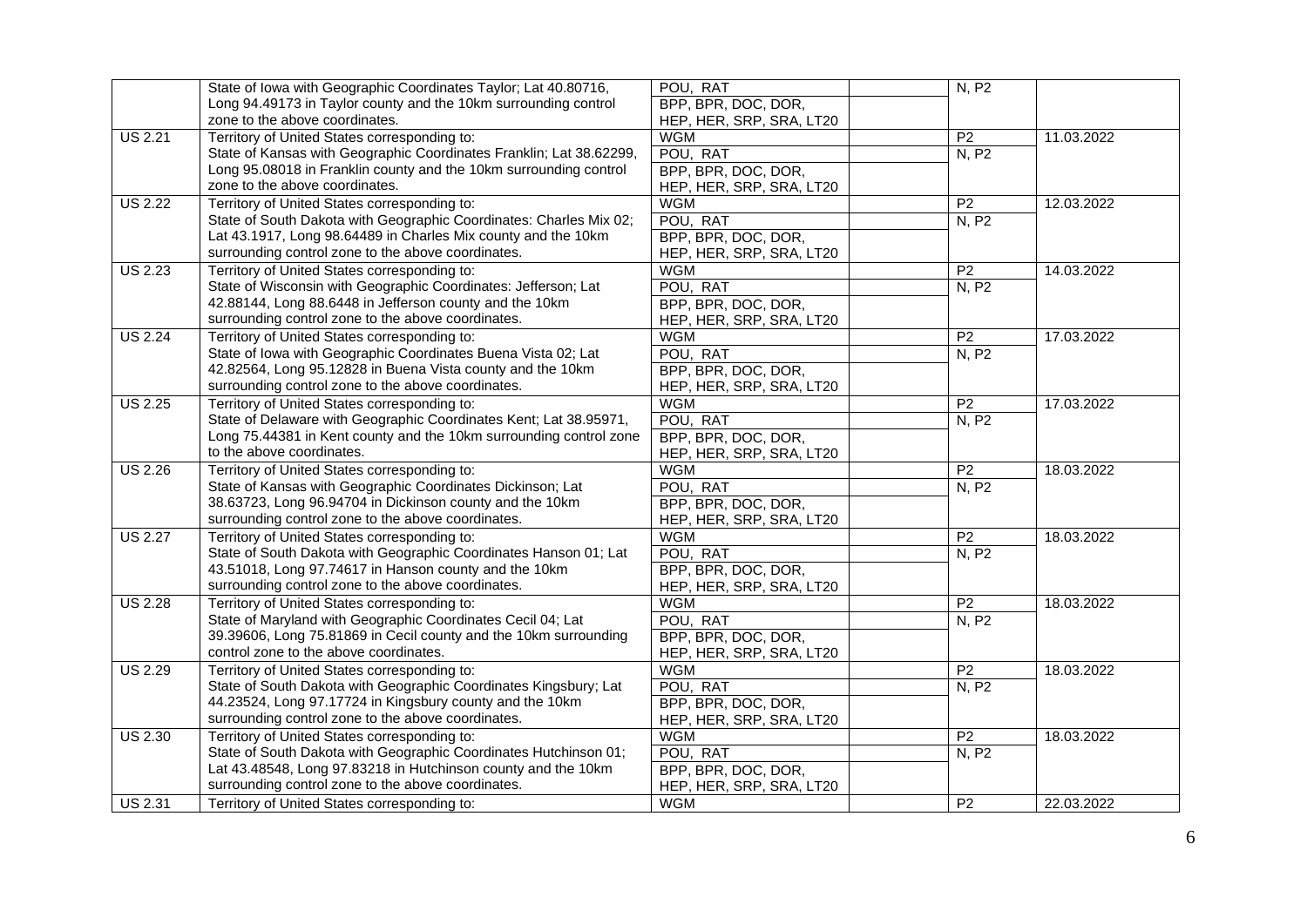| | | | | | |
|---|---|---|---|---|---|
| | State of Iowa with Geographic Coordinates Taylor; Lat 40.80716, Long 94.49173 in Taylor county and the 10km surrounding control zone to the above coordinates. | POU, RAT | | N, P2 | |
| | | BPP, BPR, DOC, DOR, HEP, HER, SRP, SRA, LT20 | | | |
| US 2.21 | Territory of United States corresponding to: State of Kansas with Geographic Coordinates Franklin; Lat 38.62299, Long 95.08018 in Franklin county and the 10km surrounding control zone to the above coordinates. | WGM | | P2 | 11.03.2022 |
| | | POU, RAT | | N, P2 | |
| | | BPP, BPR, DOC, DOR, HEP, HER, SRP, SRA, LT20 | | | |
| US 2.22 | Territory of United States corresponding to: State of South Dakota with Geographic Coordinates: Charles Mix 02; Lat 43.1917, Long 98.64489 in Charles Mix county and the 10km surrounding control zone to the above coordinates. | WGM | | P2 | 12.03.2022 |
| | | POU, RAT | | N, P2 | |
| | | BPP, BPR, DOC, DOR, HEP, HER, SRP, SRA, LT20 | | | |
| US 2.23 | Territory of United States corresponding to: State of Wisconsin with Geographic Coordinates: Jefferson; Lat 42.88144, Long 88.6448 in Jefferson county and the 10km surrounding control zone to the above coordinates. | WGM | | P2 | 14.03.2022 |
| | | POU, RAT | | N, P2 | |
| | | BPP, BPR, DOC, DOR, HEP, HER, SRP, SRA, LT20 | | | |
| US 2.24 | Territory of United States corresponding to: State of Iowa with Geographic Coordinates Buena Vista 02; Lat 42.82564, Long 95.12828 in Buena Vista county and the 10km surrounding control zone to the above coordinates. | WGM | | P2 | 17.03.2022 |
| | | POU, RAT | | N, P2 | |
| | | BPP, BPR, DOC, DOR, HEP, HER, SRP, SRA, LT20 | | | |
| US 2.25 | Territory of United States corresponding to: State of Delaware with Geographic Coordinates Kent; Lat 38.95971, Long 75.44381 in Kent county and the 10km surrounding control zone to the above coordinates. | WGM | | P2 | 17.03.2022 |
| | | POU, RAT | | N, P2 | |
| | | BPP, BPR, DOC, DOR, HEP, HER, SRP, SRA, LT20 | | | |
| US 2.26 | Territory of United States corresponding to: State of Kansas with Geographic Coordinates Dickinson; Lat 38.63723, Long 96.94704 in Dickinson county and the 10km surrounding control zone to the above coordinates. | WGM | | P2 | 18.03.2022 |
| | | POU, RAT | | N, P2 | |
| | | BPP, BPR, DOC, DOR, HEP, HER, SRP, SRA, LT20 | | | |
| US 2.27 | Territory of United States corresponding to: State of South Dakota with Geographic Coordinates Hanson 01; Lat 43.51018, Long 97.74617 in Hanson county and the 10km surrounding control zone to the above coordinates. | WGM | | P2 | 18.03.2022 |
| | | POU, RAT | | N, P2 | |
| | | BPP, BPR, DOC, DOR, HEP, HER, SRP, SRA, LT20 | | | |
| US 2.28 | Territory of United States corresponding to: State of Maryland with Geographic Coordinates Cecil 04; Lat 39.39606, Long 75.81869 in Cecil county and the 10km surrounding control zone to the above coordinates. | WGM | | P2 | 18.03.2022 |
| | | POU, RAT | | N, P2 | |
| | | BPP, BPR, DOC, DOR, HEP, HER, SRP, SRA, LT20 | | | |
| US 2.29 | Territory of United States corresponding to: State of South Dakota with Geographic Coordinates Kingsbury; Lat 44.23524, Long 97.17724 in Kingsbury county and the 10km surrounding control zone to the above coordinates. | WGM | | P2 | 18.03.2022 |
| | | POU, RAT | | N, P2 | |
| | | BPP, BPR, DOC, DOR, HEP, HER, SRP, SRA, LT20 | | | |
| US 2.30 | Territory of United States corresponding to: State of South Dakota with Geographic Coordinates Hutchinson 01; Lat 43.48548, Long 97.83218 in Hutchinson county and the 10km surrounding control zone to the above coordinates. | WGM | | P2 | 18.03.2022 |
| | | POU, RAT | | N, P2 | |
| | | BPP, BPR, DOC, DOR, HEP, HER, SRP, SRA, LT20 | | | |
| US 2.31 | Territory of United States corresponding to: | WGM | | P2 | 22.03.2022 |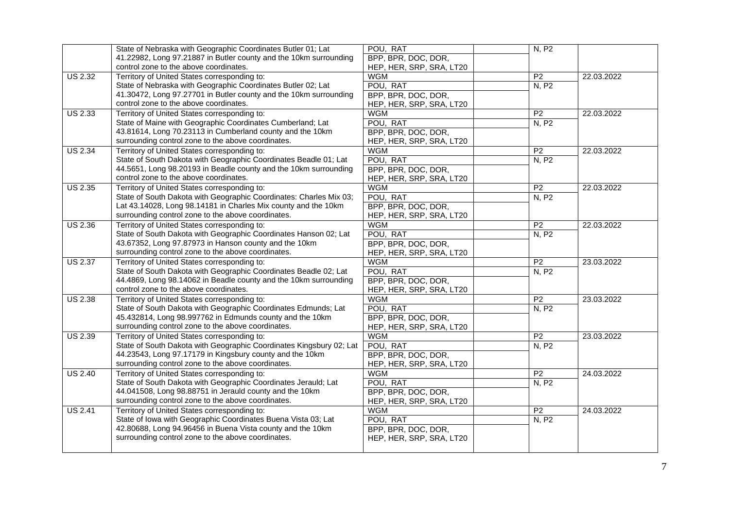| | | | | | |
|---|---|---|---|---|---|
| | State of Nebraska with Geographic Coordinates Butler 01; Lat 41.22982, Long 97.21887 in Butler county and the 10km surrounding control zone to the above coordinates. | POU, RAT | | N, P2 | |
| | | BPP, BPR, DOC, DOR, HEP, HER, SRP, SRA, LT20 | | | |
| US 2.32 | Territory of United States corresponding to: State of Nebraska with Geographic Coordinates Butler 02; Lat 41.30472, Long 97.27701 in Butler county and the 10km surrounding control zone to the above coordinates. | WGM | | P2 | 22.03.2022 |
| | | POU, RAT | | N, P2 | |
| | | BPP, BPR, DOC, DOR, HEP, HER, SRP, SRA, LT20 | | | |
| US 2.33 | Territory of United States corresponding to: State of Maine with Geographic Coordinates Cumberland; Lat 43.81614, Long 70.23113 in Cumberland county and the 10km surrounding control zone to the above coordinates. | WGM | | P2 | 22.03.2022 |
| | | POU, RAT | | N, P2 | |
| | | BPP, BPR, DOC, DOR, HEP, HER, SRP, SRA, LT20 | | | |
| US 2.34 | Territory of United States corresponding to: State of South Dakota with Geographic Coordinates Beadle 01; Lat 44.5651, Long 98.20193 in Beadle county and the 10km surrounding control zone to the above coordinates. | WGM | | P2 | 22.03.2022 |
| | | POU, RAT | | N, P2 | |
| | | BPP, BPR, DOC, DOR, HEP, HER, SRP, SRA, LT20 | | | |
| US 2.35 | Territory of United States corresponding to: State of South Dakota with Geographic Coordinates: Charles Mix 03; Lat 43.14028, Long 98.14181 in Charles Mix county and the 10km surrounding control zone to the above coordinates. | WGM | | P2 | 22.03.2022 |
| | | POU, RAT | | N, P2 | |
| | | BPP, BPR, DOC, DOR, HEP, HER, SRP, SRA, LT20 | | | |
| US 2.36 | Territory of United States corresponding to: State of South Dakota with Geographic Coordinates Hanson 02; Lat 43.67352, Long 97.87973 in Hanson county and the 10km surrounding control zone to the above coordinates. | WGM | | P2 | 22.03.2022 |
| | | POU, RAT | | N, P2 | |
| | | BPP, BPR, DOC, DOR, HEP, HER, SRP, SRA, LT20 | | | |
| US 2.37 | Territory of United States corresponding to: State of South Dakota with Geographic Coordinates Beadle 02; Lat 44.4869, Long 98.14062 in Beadle county and the 10km surrounding control zone to the above coordinates. | WGM | | P2 | 23.03.2022 |
| | | POU, RAT | | N, P2 | |
| | | BPP, BPR, DOC, DOR, HEP, HER, SRP, SRA, LT20 | | | |
| US 2.38 | Territory of United States corresponding to: State of South Dakota with Geographic Coordinates Edmunds; Lat 45.432814, Long 98.997762 in Edmunds county and the 10km surrounding control zone to the above coordinates. | WGM | | P2 | 23.03.2022 |
| | | POU, RAT | | N, P2 | |
| | | BPP, BPR, DOC, DOR, HEP, HER, SRP, SRA, LT20 | | | |
| US 2.39 | Territory of United States corresponding to: State of South Dakota with Geographic Coordinates Kingsbury 02; Lat 44.23543, Long 97.17179 in Kingsbury county and the 10km surrounding control zone to the above coordinates. | WGM | | P2 | 23.03.2022 |
| | | POU, RAT | | N, P2 | |
| | | BPP, BPR, DOC, DOR, HEP, HER, SRP, SRA, LT20 | | | |
| US 2.40 | Territory of United States corresponding to: State of South Dakota with Geographic Coordinates Jerauld; Lat 44.041508, Long 98.88751 in Jerauld county and the 10km surrounding control zone to the above coordinates. | WGM | | P2 | 24.03.2022 |
| | | POU, RAT | | N, P2 | |
| | | BPP, BPR, DOC, DOR, HEP, HER, SRP, SRA, LT20 | | | |
| US 2.41 | Territory of United States corresponding to: State of Iowa with Geographic Coordinates Buena Vista 03; Lat 42.80688, Long 94.96456 in Buena Vista county and the 10km surrounding control zone to the above coordinates. | WGM | | P2 | 24.03.2022 |
| | | POU, RAT | | N, P2 | |
| | | BPP, BPR, DOC, DOR, HEP, HER, SRP, SRA, LT20 | | | |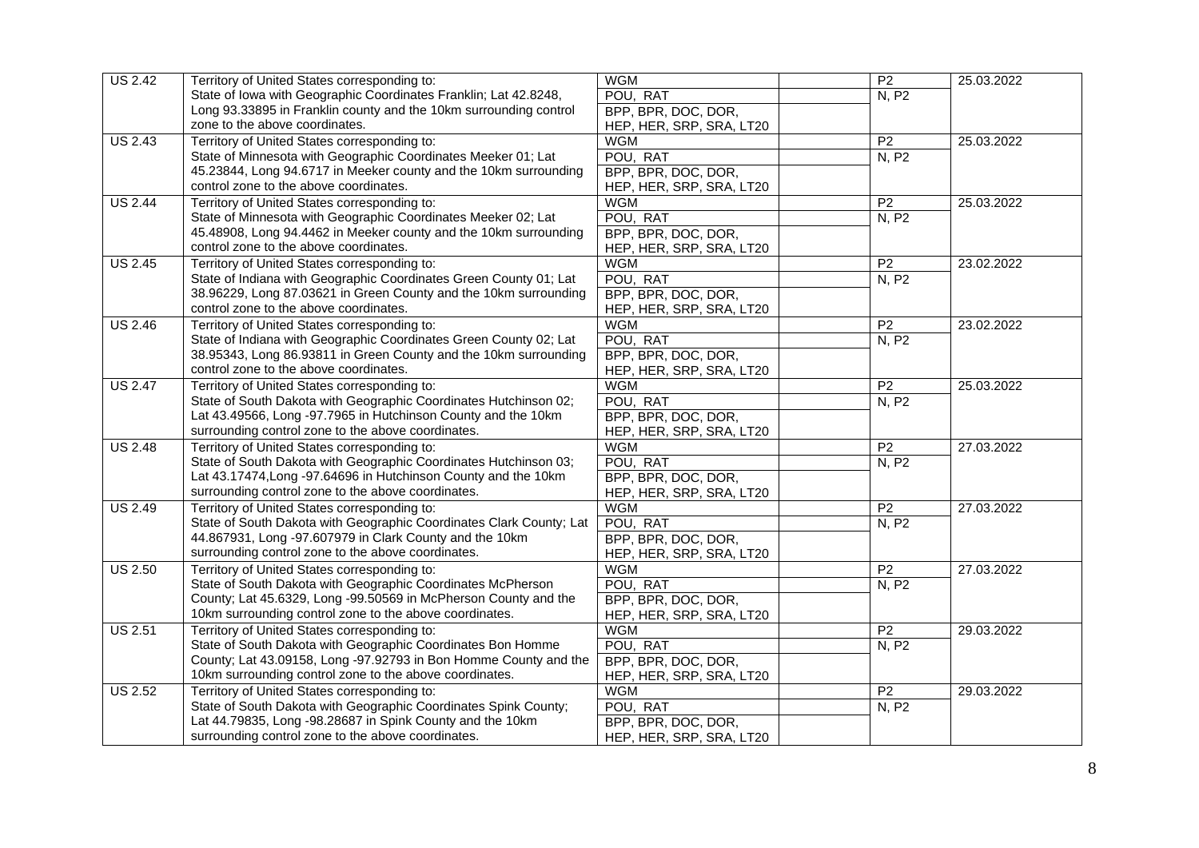| | | | | | |
|---|---|---|---|---|---|
| US 2.42 | Territory of United States corresponding to: State of Iowa with Geographic Coordinates Franklin; Lat 42.8248, Long 93.33895 in Franklin county and the 10km surrounding control zone to the above coordinates. | WGM | | P2 | 25.03.2022 |
| | | POU, RAT | | N, P2 | |
| | | BPP, BPR, DOC, DOR, HEP, HER, SRP, SRA, LT20 | | | |
| US 2.43 | Territory of United States corresponding to: State of Minnesota with Geographic Coordinates Meeker 01; Lat 45.23844, Long 94.6717 in Meeker county and the 10km surrounding control zone to the above coordinates. | WGM | | P2 | 25.03.2022 |
| | | POU, RAT | | N, P2 | |
| | | BPP, BPR, DOC, DOR, HEP, HER, SRP, SRA, LT20 | | | |
| US 2.44 | Territory of United States corresponding to: State of Minnesota with Geographic Coordinates Meeker 02; Lat 45.48908, Long 94.4462 in Meeker county and the 10km surrounding control zone to the above coordinates. | WGM | | P2 | 25.03.2022 |
| | | POU, RAT | | N, P2 | |
| | | BPP, BPR, DOC, DOR, HEP, HER, SRP, SRA, LT20 | | | |
| US 2.45 | Territory of United States corresponding to: State of Indiana with Geographic Coordinates Green County 01; Lat 38.96229, Long 87.03621 in Green County and the 10km surrounding control zone to the above coordinates. | WGM | | P2 | 23.02.2022 |
| | | POU, RAT | | N, P2 | |
| | | BPP, BPR, DOC, DOR, HEP, HER, SRP, SRA, LT20 | | | |
| US 2.46 | Territory of United States corresponding to: State of Indiana with Geographic Coordinates Green County 02; Lat 38.95343, Long 86.93811 in Green County and the 10km surrounding control zone to the above coordinates. | WGM | | P2 | 23.02.2022 |
| | | POU, RAT | | N, P2 | |
| | | BPP, BPR, DOC, DOR, HEP, HER, SRP, SRA, LT20 | | | |
| US 2.47 | Territory of United States corresponding to: State of South Dakota with Geographic Coordinates Hutchinson 02; Lat 43.49566, Long -97.7965 in Hutchinson County and the 10km surrounding control zone to the above coordinates. | WGM | | P2 | 25.03.2022 |
| | | POU, RAT | | N, P2 | |
| | | BPP, BPR, DOC, DOR, HEP, HER, SRP, SRA, LT20 | | | |
| US 2.48 | Territory of United States corresponding to: State of South Dakota with Geographic Coordinates Hutchinson 03; Lat 43.17474,Long -97.64696 in Hutchinson County and the 10km surrounding control zone to the above coordinates. | WGM | | P2 | 27.03.2022 |
| | | POU, RAT | | N, P2 | |
| | | BPP, BPR, DOC, DOR, HEP, HER, SRP, SRA, LT20 | | | |
| US 2.49 | Territory of United States corresponding to: State of South Dakota with Geographic Coordinates Clark County; Lat 44.867931, Long -97.607979 in Clark County and the 10km surrounding control zone to the above coordinates. | WGM | | P2 | 27.03.2022 |
| | | POU, RAT | | N, P2 | |
| | | BPP, BPR, DOC, DOR, HEP, HER, SRP, SRA, LT20 | | | |
| US 2.50 | Territory of United States corresponding to: State of South Dakota with Geographic Coordinates McPherson County; Lat 45.6329, Long -99.50569 in McPherson County and the 10km surrounding control zone to the above coordinates. | WGM | | P2 | 27.03.2022 |
| | | POU, RAT | | N, P2 | |
| | | BPP, BPR, DOC, DOR, HEP, HER, SRP, SRA, LT20 | | | |
| US 2.51 | Territory of United States corresponding to: State of South Dakota with Geographic Coordinates Bon Homme County; Lat 43.09158, Long -97.92793 in Bon Homme County and the 10km surrounding control zone to the above coordinates. | WGM | | P2 | 29.03.2022 |
| | | POU, RAT | | N, P2 | |
| | | BPP, BPR, DOC, DOR, HEP, HER, SRP, SRA, LT20 | | | |
| US 2.52 | Territory of United States corresponding to: State of South Dakota with Geographic Coordinates Spink County; Lat 44.79835, Long -98.28687 in Spink County and the 10km surrounding control zone to the above coordinates. | WGM | | P2 | 29.03.2022 |
| | | POU, RAT | | N, P2 | |
| | | BPP, BPR, DOC, DOR, HEP, HER, SRP, SRA, LT20 | | | |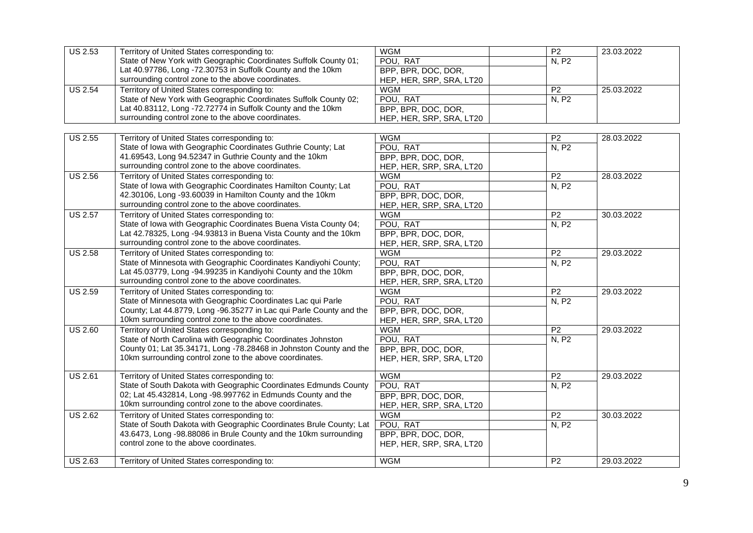| | | | | | |
|---|---|---|---|---|---|
| US 2.53 | Territory of United States corresponding to: State of New York with Geographic Coordinates Suffolk County 01; Lat 40.97786, Long -72.30753 in Suffolk County and the 10km surrounding control zone to the above coordinates. | WGM | | P2 | 23.03.2022 |
| | | POU, RAT | | N, P2 | |
| | | BPP, BPR, DOC, DOR, HEP, HER, SRP, SRA, LT20 | | | |
| US 2.54 | Territory of United States corresponding to: State of New York with Geographic Coordinates Suffolk County 02; Lat 40.83112, Long -72.72774 in Suffolk County and the 10km surrounding control zone to the above coordinates. | WGM | | P2 | 25.03.2022 |
| | | POU, RAT | | N, P2 | |
| | | BPP, BPR, DOC, DOR, HEP, HER, SRP, SRA, LT20 | | | |
| US 2.55 | Territory of United States corresponding to: State of Iowa with Geographic Coordinates Guthrie County; Lat 41.69543, Long 94.52347 in Guthrie County and the 10km surrounding control zone to the above coordinates. | WGM | | P2 | 28.03.2022 |
| | | POU, RAT | | N, P2 | |
| | | BPP, BPR, DOC, DOR, HEP, HER, SRP, SRA, LT20 | | | |
| US 2.56 | Territory of United States corresponding to: State of Iowa with Geographic Coordinates Hamilton County; Lat 42.30106, Long -93.60039 in Hamilton County and the 10km surrounding control zone to the above coordinates. | WGM | | P2 | 28.03.2022 |
| | | POU, RAT | | N, P2 | |
| | | BPP, BPR, DOC, DOR, HEP, HER, SRP, SRA, LT20 | | | |
| US 2.57 | Territory of United States corresponding to: State of Iowa with Geographic Coordinates Buena Vista County 04; Lat 42.78325, Long -94.93813 in Buena Vista County and the 10km surrounding control zone to the above coordinates. | WGM | | P2 | 30.03.2022 |
| | | POU, RAT | | N, P2 | |
| | | BPP, BPR, DOC, DOR, HEP, HER, SRP, SRA, LT20 | | | |
| US 2.58 | Territory of United States corresponding to: State of Minnesota with Geographic Coordinates Kandiyohi County; Lat 45.03779, Long -94.99235 in Kandiyohi County and the 10km surrounding control zone to the above coordinates. | WGM | | P2 | 29.03.2022 |
| | | POU, RAT | | N, P2 | |
| | | BPP, BPR, DOC, DOR, HEP, HER, SRP, SRA, LT20 | | | |
| US 2.59 | Territory of United States corresponding to: State of Minnesota with Geographic Coordinates Lac qui Parle County; Lat 44.8779, Long -96.35277 in Lac qui Parle County and the 10km surrounding control zone to the above coordinates. | WGM | | P2 | 29.03.2022 |
| | | POU, RAT | | N, P2 | |
| | | BPP, BPR, DOC, DOR, HEP, HER, SRP, SRA, LT20 | | | |
| US 2.60 | Territory of United States corresponding to: State of North Carolina with Geographic Coordinates Johnston County 01; Lat 35.34171, Long -78.28468 in Johnston County and the 10km surrounding control zone to the above coordinates. | WGM | | P2 | 29.03.2022 |
| | | POU, RAT | | N, P2 | |
| | | BPP, BPR, DOC, DOR, HEP, HER, SRP, SRA, LT20 | | | |
| US 2.61 | Territory of United States corresponding to: State of South Dakota with Geographic Coordinates Edmunds County 02; Lat 45.432814, Long -98.997762 in Edmunds County and the 10km surrounding control zone to the above coordinates. | WGM | | P2 | 29.03.2022 |
| | | POU, RAT | | N, P2 | |
| | | BPP, BPR, DOC, DOR, HEP, HER, SRP, SRA, LT20 | | | |
| US 2.62 | Territory of United States corresponding to: State of South Dakota with Geographic Coordinates Brule County; Lat 43.6473, Long -98.88086 in Brule County and the 10km surrounding control zone to the above coordinates. | WGM | | P2 | 30.03.2022 |
| | | POU, RAT | | N, P2 | |
| | | BPP, BPR, DOC, DOR, HEP, HER, SRP, SRA, LT20 | | | |
| US 2.63 | Territory of United States corresponding to: | WGM | | P2 | 29.03.2022 |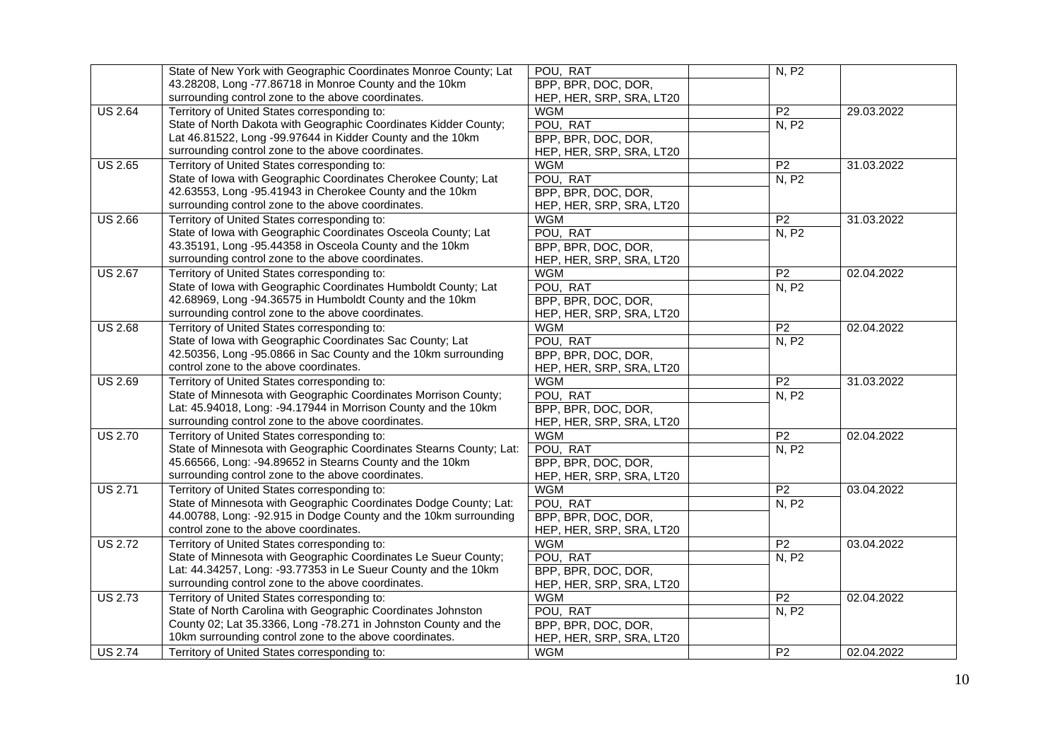|  | State of New York with Geographic Coordinates Monroe County; Lat 43.28208, Long -77.86718 in Monroe County and the 10km surrounding control zone to the above coordinates. | POU, RAT |  | N, P2 |  |
|---|---|---|---|---|---|
|  |  | BPP, BPR, DOC, DOR, HEP, HER, SRP, SRA, LT20 |  |  |  |
| US 2.64 | Territory of United States corresponding to: State of North Dakota with Geographic Coordinates Kidder County; Lat 46.81522, Long -99.97644 in Kidder County and the 10km surrounding control zone to the above coordinates. | WGM |  | P2 | 29.03.2022 |
|  |  | POU, RAT |  | N, P2 |  |
|  |  | BPP, BPR, DOC, DOR, HEP, HER, SRP, SRA, LT20 |  |  |  |
| US 2.65 | Territory of United States corresponding to: State of Iowa with Geographic Coordinates Cherokee County; Lat 42.63553, Long -95.41943 in Cherokee County and the 10km surrounding control zone to the above coordinates. | WGM |  | P2 | 31.03.2022 |
|  |  | POU, RAT |  | N, P2 |  |
|  |  | BPP, BPR, DOC, DOR, HEP, HER, SRP, SRA, LT20 |  |  |  |
| US 2.66 | Territory of United States corresponding to: State of Iowa with Geographic Coordinates Osceola County; Lat 43.35191, Long -95.44358 in Osceola County and the 10km surrounding control zone to the above coordinates. | WGM |  | P2 | 31.03.2022 |
|  |  | POU, RAT |  | N, P2 |  |
|  |  | BPP, BPR, DOC, DOR, HEP, HER, SRP, SRA, LT20 |  |  |  |
| US 2.67 | Territory of United States corresponding to: State of Iowa with Geographic Coordinates Humboldt County; Lat 42.68969, Long -94.36575 in Humboldt County and the 10km surrounding control zone to the above coordinates. | WGM |  | P2 | 02.04.2022 |
|  |  | POU, RAT |  | N, P2 |  |
|  |  | BPP, BPR, DOC, DOR, HEP, HER, SRP, SRA, LT20 |  |  |  |
| US 2.68 | Territory of United States corresponding to: State of Iowa with Geographic Coordinates Sac County; Lat 42.50356, Long -95.0866 in Sac County and the 10km surrounding control zone to the above coordinates. | WGM |  | P2 | 02.04.2022 |
|  |  | POU, RAT |  | N, P2 |  |
|  |  | BPP, BPR, DOC, DOR, HEP, HER, SRP, SRA, LT20 |  |  |  |
| US 2.69 | Territory of United States corresponding to: State of Minnesota with Geographic Coordinates Morrison County; Lat: 45.94018, Long: -94.17944 in Morrison County and the 10km surrounding control zone to the above coordinates. | WGM |  | P2 | 31.03.2022 |
|  |  | POU, RAT |  | N, P2 |  |
|  |  | BPP, BPR, DOC, DOR, HEP, HER, SRP, SRA, LT20 |  |  |  |
| US 2.70 | Territory of United States corresponding to: State of Minnesota with Geographic Coordinates Stearns County; Lat: 45.66566, Long: -94.89652 in Stearns County and the 10km surrounding control zone to the above coordinates. | WGM |  | P2 | 02.04.2022 |
|  |  | POU, RAT |  | N, P2 |  |
|  |  | BPP, BPR, DOC, DOR, HEP, HER, SRP, SRA, LT20 |  |  |  |
| US 2.71 | Territory of United States corresponding to: State of Minnesota with Geographic Coordinates Dodge County; Lat: 44.00788, Long: -92.915 in Dodge County and the 10km surrounding control zone to the above coordinates. | WGM |  | P2 | 03.04.2022 |
|  |  | POU, RAT |  | N, P2 |  |
|  |  | BPP, BPR, DOC, DOR, HEP, HER, SRP, SRA, LT20 |  |  |  |
| US 2.72 | Territory of United States corresponding to: State of Minnesota with Geographic Coordinates Le Sueur County; Lat: 44.34257, Long: -93.77353 in Le Sueur County and the 10km surrounding control zone to the above coordinates. | WGM |  | P2 | 03.04.2022 |
|  |  | POU, RAT |  | N, P2 |  |
|  |  | BPP, BPR, DOC, DOR, HEP, HER, SRP, SRA, LT20 |  |  |  |
| US 2.73 | Territory of United States corresponding to: State of North Carolina with Geographic Coordinates Johnston County 02; Lat 35.3366, Long -78.271 in Johnston County and the 10km surrounding control zone to the above coordinates. | WGM |  | P2 | 02.04.2022 |
|  |  | POU, RAT |  | N, P2 |  |
|  |  | BPP, BPR, DOC, DOR, HEP, HER, SRP, SRA, LT20 |  |  |  |
| US 2.74 | Territory of United States corresponding to: | WGM |  | P2 | 02.04.2022 |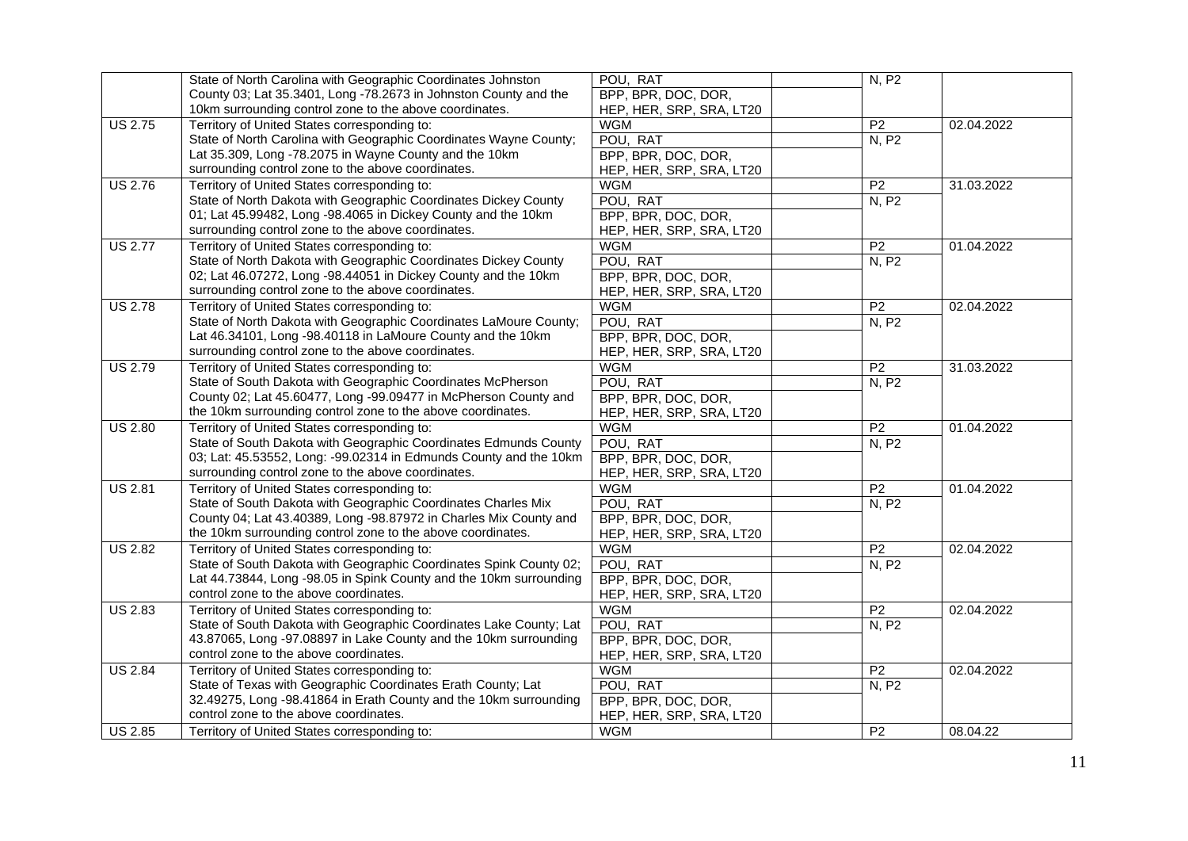| | | | | | |
|---|---|---|---|---|---|
| | State of North Carolina with Geographic Coordinates Johnston County 03; Lat 35.3401, Long -78.2673 in Johnston County and the 10km surrounding control zone to the above coordinates. | POU, RAT | | N, P2 | |
| | | BPP, BPR, DOC, DOR, HEP, HER, SRP, SRA, LT20 | | | |
| US 2.75 | Territory of United States corresponding to: | WGM | | P2 | 02.04.2022 |
| | State of North Carolina with Geographic Coordinates Wayne County; Lat 35.309, Long -78.2075 in Wayne County and the 10km surrounding control zone to the above coordinates. | POU, RAT | | N, P2 | |
| | | BPP, BPR, DOC, DOR, HEP, HER, SRP, SRA, LT20 | | | |
| US 2.76 | Territory of United States corresponding to: | WGM | | P2 | 31.03.2022 |
| | State of North Dakota with Geographic Coordinates Dickey County 01; Lat 45.99482, Long -98.4065 in Dickey County and the 10km surrounding control zone to the above coordinates. | POU, RAT | | N, P2 | |
| | | BPP, BPR, DOC, DOR, HEP, HER, SRP, SRA, LT20 | | | |
| US 2.77 | Territory of United States corresponding to: | WGM | | P2 | 01.04.2022 |
| | State of North Dakota with Geographic Coordinates Dickey County 02; Lat 46.07272, Long -98.44051 in Dickey County and the 10km surrounding control zone to the above coordinates. | POU, RAT | | N, P2 | |
| | | BPP, BPR, DOC, DOR, HEP, HER, SRP, SRA, LT20 | | | |
| US 2.78 | Territory of United States corresponding to: | WGM | | P2 | 02.04.2022 |
| | State of North Dakota with Geographic Coordinates LaMoure County; Lat 46.34101, Long -98.40118 in LaMoure County and the 10km surrounding control zone to the above coordinates. | POU, RAT | | N, P2 | |
| | | BPP, BPR, DOC, DOR, HEP, HER, SRP, SRA, LT20 | | | |
| US 2.79 | Territory of United States corresponding to: | WGM | | P2 | 31.03.2022 |
| | State of South Dakota with Geographic Coordinates McPherson County 02; Lat 45.60477, Long -99.09477 in McPherson County and the 10km surrounding control zone to the above coordinates. | POU, RAT | | N, P2 | |
| | | BPP, BPR, DOC, DOR, HEP, HER, SRP, SRA, LT20 | | | |
| US 2.80 | Territory of United States corresponding to: | WGM | | P2 | 01.04.2022 |
| | State of South Dakota with Geographic Coordinates Edmunds County 03; Lat: 45.53552, Long: -99.02314 in Edmunds County and the 10km surrounding control zone to the above coordinates. | POU, RAT | | N, P2 | |
| | | BPP, BPR, DOC, DOR, HEP, HER, SRP, SRA, LT20 | | | |
| US 2.81 | Territory of United States corresponding to: | WGM | | P2 | 01.04.2022 |
| | State of South Dakota with Geographic Coordinates Charles Mix County 04; Lat 43.40389, Long -98.87972 in Charles Mix County and the 10km surrounding control zone to the above coordinates. | POU, RAT | | N, P2 | |
| | | BPP, BPR, DOC, DOR, HEP, HER, SRP, SRA, LT20 | | | |
| US 2.82 | Territory of United States corresponding to: | WGM | | P2 | 02.04.2022 |
| | State of South Dakota with Geographic Coordinates Spink County 02; Lat 44.73844, Long -98.05 in Spink County and the 10km surrounding control zone to the above coordinates. | POU, RAT | | N, P2 | |
| | | BPP, BPR, DOC, DOR, HEP, HER, SRP, SRA, LT20 | | | |
| US 2.83 | Territory of United States corresponding to: | WGM | | P2 | 02.04.2022 |
| | State of South Dakota with Geographic Coordinates Lake County; Lat 43.87065, Long -97.08897 in Lake County and the 10km surrounding control zone to the above coordinates. | POU, RAT | | N, P2 | |
| | | BPP, BPR, DOC, DOR, HEP, HER, SRP, SRA, LT20 | | | |
| US 2.84 | Territory of United States corresponding to: | WGM | | P2 | 02.04.2022 |
| | State of Texas with Geographic Coordinates Erath County; Lat 32.49275, Long -98.41864 in Erath County and the 10km surrounding control zone to the above coordinates. | POU, RAT | | N, P2 | |
| | | BPP, BPR, DOC, DOR, HEP, HER, SRP, SRA, LT20 | | | |
| US 2.85 | Territory of United States corresponding to: | WGM | | P2 | 08.04.22 |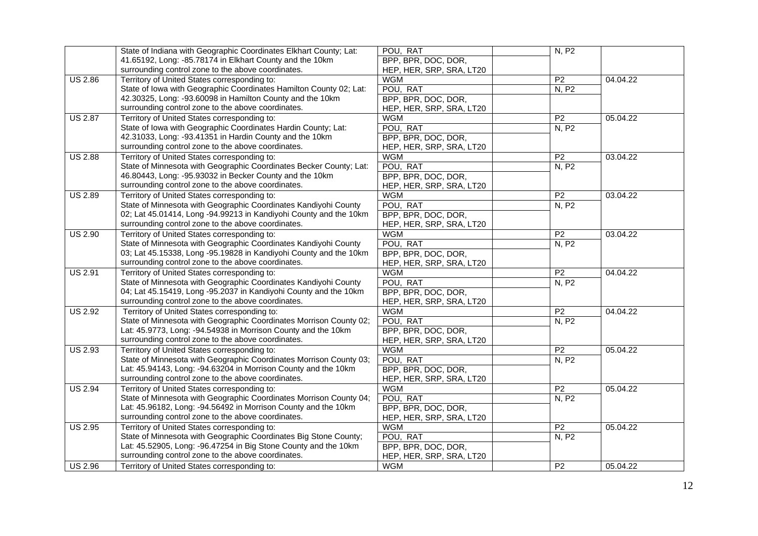| | | | | | |
|---|---|---|---|---|---|
| | State of Indiana with Geographic Coordinates Elkhart County; Lat: 41.65192, Long: -85.78174 in Elkhart County and the 10km surrounding control zone to the above coordinates. | POU, RAT | | N, P2 | |
| | | BPP, BPR, DOC, DOR, HEP, HER, SRP, SRA, LT20 | | | |
| US 2.86 | Territory of United States corresponding to: State of Iowa with Geographic Coordinates Hamilton County 02; Lat: 42.30325, Long: -93.60098 in Hamilton County and the 10km surrounding control zone to the above coordinates. | WGM | | P2 | 04.04.22 |
| | | POU, RAT | | N, P2 | |
| | | BPP, BPR, DOC, DOR, HEP, HER, SRP, SRA, LT20 | | | |
| US 2.87 | Territory of United States corresponding to: State of Iowa with Geographic Coordinates Hardin County; Lat: 42.31033, Long: -93.41351 in Hardin County and the 10km surrounding control zone to the above coordinates. | WGM | | P2 | 05.04.22 |
| | | POU, RAT | | N, P2 | |
| | | BPP, BPR, DOC, DOR, HEP, HER, SRP, SRA, LT20 | | | |
| US 2.88 | Territory of United States corresponding to: State of Minnesota with Geographic Coordinates Becker County; Lat: 46.80443, Long: -95.93032 in Becker County and the 10km surrounding control zone to the above coordinates. | WGM | | P2 | 03.04.22 |
| | | POU, RAT | | N, P2 | |
| | | BPP, BPR, DOC, DOR, HEP, HER, SRP, SRA, LT20 | | | |
| US 2.89 | Territory of United States corresponding to: State of Minnesota with Geographic Coordinates Kandiyohi County 02; Lat 45.01414, Long -94.99213 in Kandiyohi County and the 10km surrounding control zone to the above coordinates. | WGM | | P2 | 03.04.22 |
| | | POU, RAT | | N, P2 | |
| | | BPP, BPR, DOC, DOR, HEP, HER, SRP, SRA, LT20 | | | |
| US 2.90 | Territory of United States corresponding to: State of Minnesota with Geographic Coordinates Kandiyohi County 03; Lat 45.15338, Long -95.19828 in Kandiyohi County and the 10km surrounding control zone to the above coordinates. | WGM | | P2 | 03.04.22 |
| | | POU, RAT | | N, P2 | |
| | | BPP, BPR, DOC, DOR, HEP, HER, SRP, SRA, LT20 | | | |
| US 2.91 | Territory of United States corresponding to: State of Minnesota with Geographic Coordinates Kandiyohi County 04; Lat 45.15419, Long -95.2037 in Kandiyohi County and the 10km surrounding control zone to the above coordinates. | WGM | | P2 | 04.04.22 |
| | | POU, RAT | | N, P2 | |
| | | BPP, BPR, DOC, DOR, HEP, HER, SRP, SRA, LT20 | | | |
| US 2.92 | Territory of United States corresponding to: State of Minnesota with Geographic Coordinates Morrison County 02; Lat: 45.9773, Long: -94.54938 in Morrison County and the 10km surrounding control zone to the above coordinates. | WGM | | P2 | 04.04.22 |
| | | POU, RAT | | N, P2 | |
| | | BPP, BPR, DOC, DOR, HEP, HER, SRP, SRA, LT20 | | | |
| US 2.93 | Territory of United States corresponding to: State of Minnesota with Geographic Coordinates Morrison County 03; Lat: 45.94143, Long: -94.63204 in Morrison County and the 10km surrounding control zone to the above coordinates. | WGM | | P2 | 05.04.22 |
| | | POU, RAT | | N, P2 | |
| | | BPP, BPR, DOC, DOR, HEP, HER, SRP, SRA, LT20 | | | |
| US 2.94 | Territory of United States corresponding to: State of Minnesota with Geographic Coordinates Morrison County 04; Lat: 45.96182, Long: -94.56492 in Morrison County and the 10km surrounding control zone to the above coordinates. | WGM | | P2 | 05.04.22 |
| | | POU, RAT | | N, P2 | |
| | | BPP, BPR, DOC, DOR, HEP, HER, SRP, SRA, LT20 | | | |
| US 2.95 | Territory of United States corresponding to: State of Minnesota with Geographic Coordinates Big Stone County; Lat: 45.52905, Long: -96.47254 in Big Stone County and the 10km surrounding control zone to the above coordinates. | WGM | | P2 | 05.04.22 |
| | | POU, RAT | | N, P2 | |
| | | BPP, BPR, DOC, DOR, HEP, HER, SRP, SRA, LT20 | | | |
| US 2.96 | Territory of United States corresponding to: | WGM | | P2 | 05.04.22 |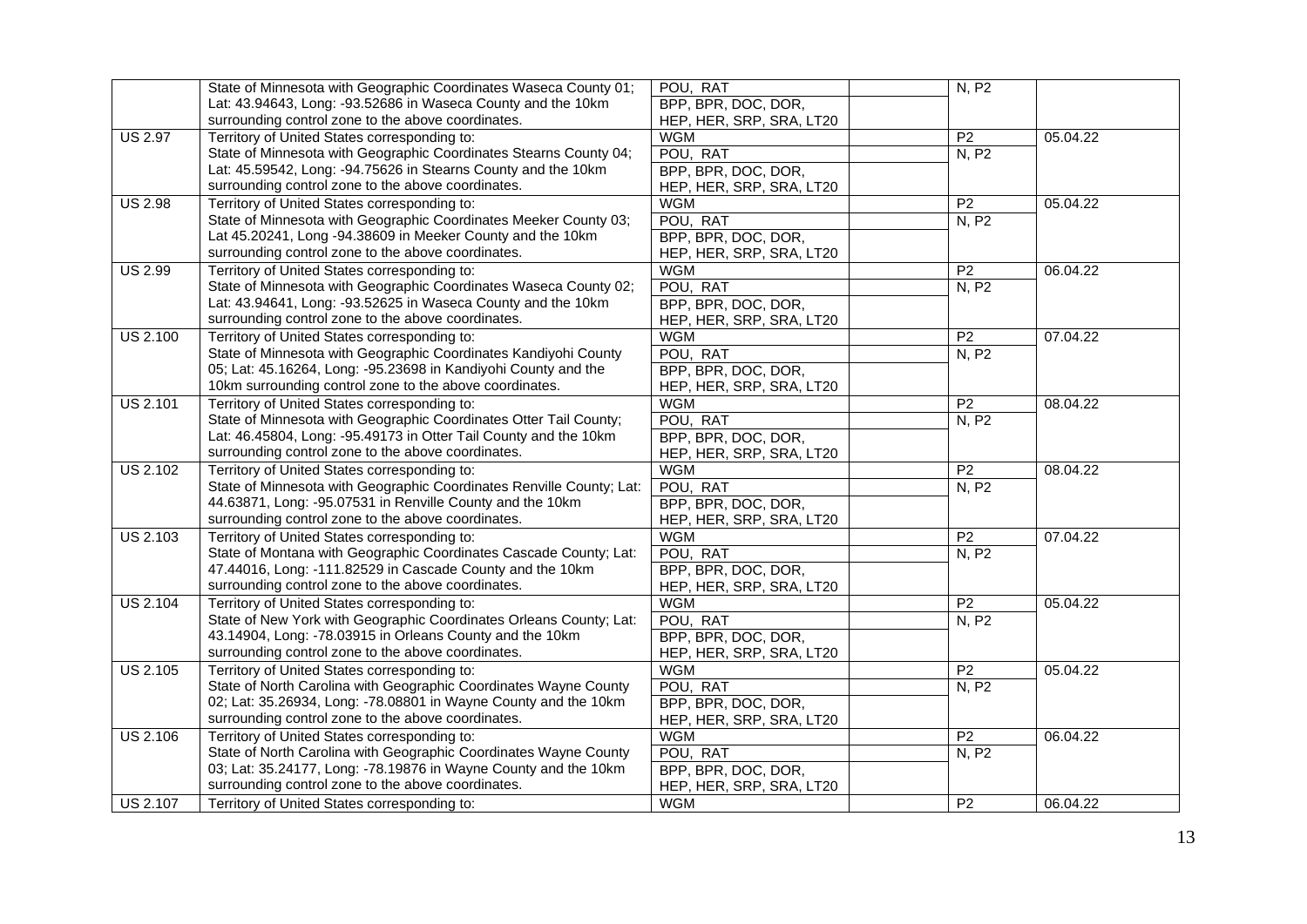| | | | | | |
|---|---|---|---|---|---|
| | State of Minnesota with Geographic Coordinates Waseca County 01; Lat: 43.94643, Long: -93.52686 in Waseca County and the 10km surrounding control zone to the above coordinates. | POU, RAT | | N, P2 | |
| | | BPP, BPR, DOC, DOR, HEP, HER, SRP, SRA, LT20 | | | |
| US 2.97 | Territory of United States corresponding to: | WGM | | P2 | 05.04.22 |
| | State of Minnesota with Geographic Coordinates Stearns County 04; Lat: 45.59542, Long: -94.75626 in Stearns County and the 10km surrounding control zone to the above coordinates. | POU, RAT | | N, P2 | |
| | | BPP, BPR, DOC, DOR, HEP, HER, SRP, SRA, LT20 | | | |
| US 2.98 | Territory of United States corresponding to: | WGM | | P2 | 05.04.22 |
| | State of Minnesota with Geographic Coordinates Meeker County 03; Lat 45.20241, Long -94.38609 in Meeker County and the 10km surrounding control zone to the above coordinates. | POU, RAT | | N, P2 | |
| | | BPP, BPR, DOC, DOR, HEP, HER, SRP, SRA, LT20 | | | |
| US 2.99 | Territory of United States corresponding to: | WGM | | P2 | 06.04.22 |
| | State of Minnesota with Geographic Coordinates Waseca County 02; Lat: 43.94641, Long: -93.52625 in Waseca County and the 10km surrounding control zone to the above coordinates. | POU, RAT | | N, P2 | |
| | | BPP, BPR, DOC, DOR, HEP, HER, SRP, SRA, LT20 | | | |
| US 2.100 | Territory of United States corresponding to: | WGM | | P2 | 07.04.22 |
| | State of Minnesota with Geographic Coordinates Kandiyohi County 05; Lat: 45.16264, Long: -95.23698 in Kandiyohi County and the 10km surrounding control zone to the above coordinates. | POU, RAT | | N, P2 | |
| | | BPP, BPR, DOC, DOR, HEP, HER, SRP, SRA, LT20 | | | |
| US 2.101 | Territory of United States corresponding to: | WGM | | P2 | 08.04.22 |
| | State of Minnesota with Geographic Coordinates Otter Tail County; Lat: 46.45804, Long: -95.49173 in Otter Tail County and the 10km surrounding control zone to the above coordinates. | POU, RAT | | N, P2 | |
| | | BPP, BPR, DOC, DOR, HEP, HER, SRP, SRA, LT20 | | | |
| US 2.102 | Territory of United States corresponding to: | WGM | | P2 | 08.04.22 |
| | State of Minnesota with Geographic Coordinates Renville County; Lat: 44.63871, Long: -95.07531 in Renville County and the 10km surrounding control zone to the above coordinates. | POU, RAT | | N, P2 | |
| | | BPP, BPR, DOC, DOR, HEP, HER, SRP, SRA, LT20 | | | |
| US 2.103 | Territory of United States corresponding to: | WGM | | P2 | 07.04.22 |
| | State of Montana with Geographic Coordinates Cascade County; Lat: 47.44016, Long: -111.82529 in Cascade County and the 10km surrounding control zone to the above coordinates. | POU, RAT | | N, P2 | |
| | | BPP, BPR, DOC, DOR, HEP, HER, SRP, SRA, LT20 | | | |
| US 2.104 | Territory of United States corresponding to: | WGM | | P2 | 05.04.22 |
| | State of New York with Geographic Coordinates Orleans County; Lat: 43.14904, Long: -78.03915 in Orleans County and the 10km surrounding control zone to the above coordinates. | POU, RAT | | N, P2 | |
| | | BPP, BPR, DOC, DOR, HEP, HER, SRP, SRA, LT20 | | | |
| US 2.105 | Territory of United States corresponding to: | WGM | | P2 | 05.04.22 |
| | State of North Carolina with Geographic Coordinates Wayne County 02; Lat: 35.26934, Long: -78.08801 in Wayne County and the 10km surrounding control zone to the above coordinates. | POU, RAT | | N, P2 | |
| | | BPP, BPR, DOC, DOR, HEP, HER, SRP, SRA, LT20 | | | |
| US 2.106 | Territory of United States corresponding to: | WGM | | P2 | 06.04.22 |
| | State of North Carolina with Geographic Coordinates Wayne County 03; Lat: 35.24177, Long: -78.19876 in Wayne County and the 10km surrounding control zone to the above coordinates. | POU, RAT | | N, P2 | |
| | | BPP, BPR, DOC, DOR, HEP, HER, SRP, SRA, LT20 | | | |
| US 2.107 | Territory of United States corresponding to: | WGM | | P2 | 06.04.22 |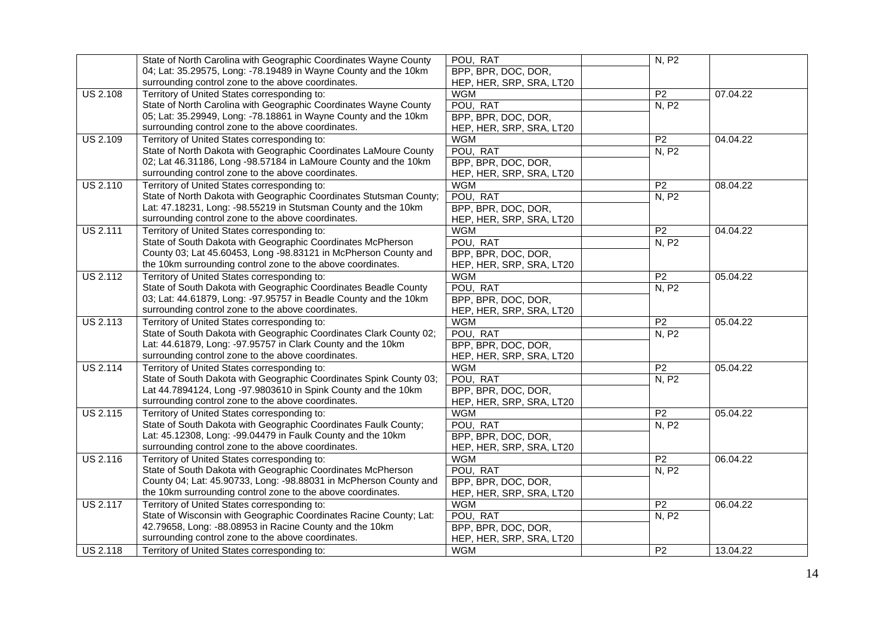| | | | | | |
|---|---|---|---|---|---|
| | State of North Carolina with Geographic Coordinates Wayne County 04; Lat: 35.29575, Long: -78.19489 in Wayne County and the 10km surrounding control zone to the above coordinates. | POU, RAT | | N, P2 | |
| | | BPP, BPR, DOC, DOR, HEP, HER, SRP, SRA, LT20 | | | |
| US 2.108 | Territory of United States corresponding to: State of North Carolina with Geographic Coordinates Wayne County 05; Lat: 35.29949, Long: -78.18861 in Wayne County and the 10km surrounding control zone to the above coordinates. | WGM | | P2 | 07.04.22 |
| | | POU, RAT | | N, P2 | |
| | | BPP, BPR, DOC, DOR, HEP, HER, SRP, SRA, LT20 | | | |
| US 2.109 | Territory of United States corresponding to: State of North Dakota with Geographic Coordinates LaMoure County 02; Lat 46.31186, Long -98.57184 in LaMoure County and the 10km surrounding control zone to the above coordinates. | WGM | | P2 | 04.04.22 |
| | | POU, RAT | | N, P2 | |
| | | BPP, BPR, DOC, DOR, HEP, HER, SRP, SRA, LT20 | | | |
| US 2.110 | Territory of United States corresponding to: State of North Dakota with Geographic Coordinates Stutsman County; Lat: 47.18231, Long: -98.55219 in Stutsman County and the 10km surrounding control zone to the above coordinates. | WGM | | P2 | 08.04.22 |
| | | POU, RAT | | N, P2 | |
| | | BPP, BPR, DOC, DOR, HEP, HER, SRP, SRA, LT20 | | | |
| US 2.111 | Territory of United States corresponding to: State of South Dakota with Geographic Coordinates McPherson County 03; Lat 45.60453, Long -98.83121 in McPherson County and the 10km surrounding control zone to the above coordinates. | WGM | | P2 | 04.04.22 |
| | | POU, RAT | | N, P2 | |
| | | BPP, BPR, DOC, DOR, HEP, HER, SRP, SRA, LT20 | | | |
| US 2.112 | Territory of United States corresponding to: State of South Dakota with Geographic Coordinates Beadle County 03; Lat: 44.61879, Long: -97.95757 in Beadle County and the 10km surrounding control zone to the above coordinates. | WGM | | P2 | 05.04.22 |
| | | POU, RAT | | N, P2 | |
| | | BPP, BPR, DOC, DOR, HEP, HER, SRP, SRA, LT20 | | | |
| US 2.113 | Territory of United States corresponding to: State of South Dakota with Geographic Coordinates Clark County 02; Lat: 44.61879, Long: -97.95757 in Clark County and the 10km surrounding control zone to the above coordinates. | WGM | | P2 | 05.04.22 |
| | | POU, RAT | | N, P2 | |
| | | BPP, BPR, DOC, DOR, HEP, HER, SRP, SRA, LT20 | | | |
| US 2.114 | Territory of United States corresponding to: State of South Dakota with Geographic Coordinates Spink County 03; Lat 44.7894124, Long -97.9803610 in Spink County and the 10km surrounding control zone to the above coordinates. | WGM | | P2 | 05.04.22 |
| | | POU, RAT | | N, P2 | |
| | | BPP, BPR, DOC, DOR, HEP, HER, SRP, SRA, LT20 | | | |
| US 2.115 | Territory of United States corresponding to: State of South Dakota with Geographic Coordinates Faulk County; Lat: 45.12308, Long: -99.04479 in Faulk County and the 10km surrounding control zone to the above coordinates. | WGM | | P2 | 05.04.22 |
| | | POU, RAT | | N, P2 | |
| | | BPP, BPR, DOC, DOR, HEP, HER, SRP, SRA, LT20 | | | |
| US 2.116 | Territory of United States corresponding to: State of South Dakota with Geographic Coordinates McPherson County 04; Lat: 45.90733, Long: -98.88031 in McPherson County and the 10km surrounding control zone to the above coordinates. | WGM | | P2 | 06.04.22 |
| | | POU, RAT | | N, P2 | |
| | | BPP, BPR, DOC, DOR, HEP, HER, SRP, SRA, LT20 | | | |
| US 2.117 | Territory of United States corresponding to: State of Wisconsin with Geographic Coordinates Racine County; Lat: 42.79658, Long: -88.08953 in Racine County and the 10km surrounding control zone to the above coordinates. | WGM | | P2 | 06.04.22 |
| | | POU, RAT | | N, P2 | |
| | | BPP, BPR, DOC, DOR, HEP, HER, SRP, SRA, LT20 | | | |
| US 2.118 | Territory of United States corresponding to: | WGM | | P2 | 13.04.22 |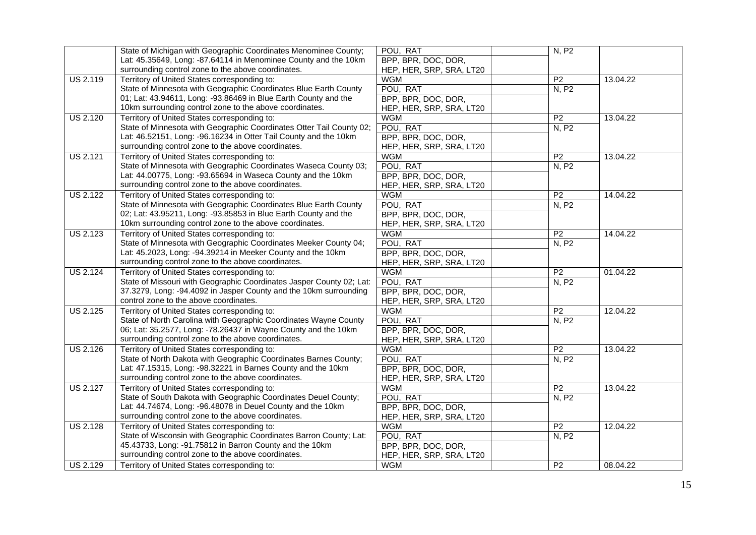| | | | | | |
|---|---|---|---|---|---|
| | State of Michigan with Geographic Coordinates Menominee County; Lat: 45.35649, Long: -87.64114 in Menominee County and the 10km surrounding control zone to the above coordinates. | POU, RAT | | N, P2 | |
| | | BPP, BPR, DOC, DOR, HEP, HER, SRP, SRA, LT20 | | | |
| US 2.119 | Territory of United States corresponding to: State of Minnesota with Geographic Coordinates Blue Earth County 01; Lat: 43.94611, Long: -93.86469 in Blue Earth County and the 10km surrounding control zone to the above coordinates. | WGM | | P2 | 13.04.22 |
| | | POU, RAT | | N, P2 | |
| | | BPP, BPR, DOC, DOR, HEP, HER, SRP, SRA, LT20 | | | |
| US 2.120 | Territory of United States corresponding to: State of Minnesota with Geographic Coordinates Otter Tail County 02; Lat: 46.52151, Long: -96.16234 in Otter Tail County and the 10km surrounding control zone to the above coordinates. | WGM | | P2 | 13.04.22 |
| | | POU, RAT | | N, P2 | |
| | | BPP, BPR, DOC, DOR, HEP, HER, SRP, SRA, LT20 | | | |
| US 2.121 | Territory of United States corresponding to: State of Minnesota with Geographic Coordinates Waseca County 03; Lat: 44.00775, Long: -93.65694 in Waseca County and the 10km surrounding control zone to the above coordinates. | WGM | | P2 | 13.04.22 |
| | | POU, RAT | | N, P2 | |
| | | BPP, BPR, DOC, DOR, HEP, HER, SRP, SRA, LT20 | | | |
| US 2.122 | Territory of United States corresponding to: State of Minnesota with Geographic Coordinates Blue Earth County 02; Lat: 43.95211, Long: -93.85853 in Blue Earth County and the 10km surrounding control zone to the above coordinates. | WGM | | P2 | 14.04.22 |
| | | POU, RAT | | N, P2 | |
| | | BPP, BPR, DOC, DOR, HEP, HER, SRP, SRA, LT20 | | | |
| US 2.123 | Territory of United States corresponding to: State of Minnesota with Geographic Coordinates Meeker County 04; Lat: 45.2023, Long: -94.39214 in Meeker County and the 10km surrounding control zone to the above coordinates. | WGM | | P2 | 14.04.22 |
| | | POU, RAT | | N, P2 | |
| | | BPP, BPR, DOC, DOR, HEP, HER, SRP, SRA, LT20 | | | |
| US 2.124 | Territory of United States corresponding to: State of Missouri with Geographic Coordinates Jasper County 02; Lat: 37.3279, Long: -94.4092 in Jasper County and the 10km surrounding control zone to the above coordinates. | WGM | | P2 | 01.04.22 |
| | | POU, RAT | | N, P2 | |
| | | BPP, BPR, DOC, DOR, HEP, HER, SRP, SRA, LT20 | | | |
| US 2.125 | Territory of United States corresponding to: State of North Carolina with Geographic Coordinates Wayne County 06; Lat: 35.2577, Long: -78.26437 in Wayne County and the 10km surrounding control zone to the above coordinates. | WGM | | P2 | 12.04.22 |
| | | POU, RAT | | N, P2 | |
| | | BPP, BPR, DOC, DOR, HEP, HER, SRP, SRA, LT20 | | | |
| US 2.126 | Territory of United States corresponding to: State of North Dakota with Geographic Coordinates Barnes County; Lat: 47.15315, Long: -98.32221 in Barnes County and the 10km surrounding control zone to the above coordinates. | WGM | | P2 | 13.04.22 |
| | | POU, RAT | | N, P2 | |
| | | BPP, BPR, DOC, DOR, HEP, HER, SRP, SRA, LT20 | | | |
| US 2.127 | Territory of United States corresponding to: State of South Dakota with Geographic Coordinates Deuel County; Lat: 44.74674, Long: -96.48078 in Deuel County and the 10km surrounding control zone to the above coordinates. | WGM | | P2 | 13.04.22 |
| | | POU, RAT | | N, P2 | |
| | | BPP, BPR, DOC, DOR, HEP, HER, SRP, SRA, LT20 | | | |
| US 2.128 | Territory of United States corresponding to: State of Wisconsin with Geographic Coordinates Barron County; Lat: 45.43733, Long: -91.75812 in Barron County and the 10km surrounding control zone to the above coordinates. | WGM | | P2 | 12.04.22 |
| | | POU, RAT | | N, P2 | |
| | | BPP, BPR, DOC, DOR, HEP, HER, SRP, SRA, LT20 | | | |
| US 2.129 | Territory of United States corresponding to: | WGM | | P2 | 08.04.22 |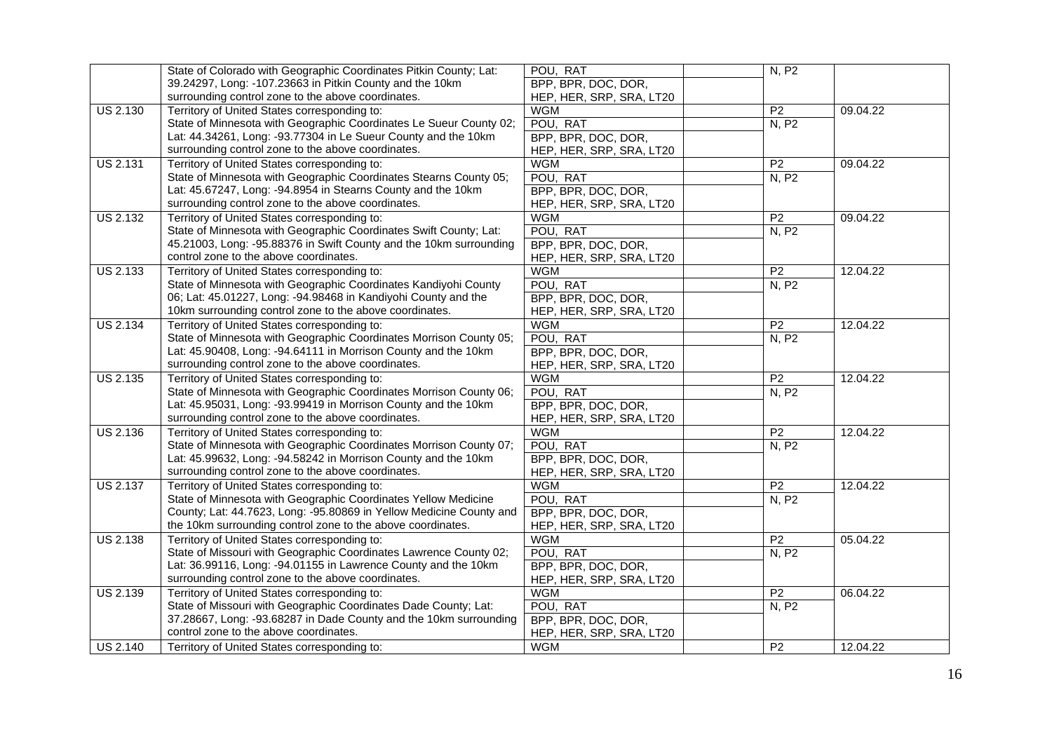| | | | | | |
|---|---|---|---|---|---|
| | State of Colorado with Geographic Coordinates Pitkin County; Lat: 39.24297, Long: -107.23663 in Pitkin County and the 10km surrounding control zone to the above coordinates. | POU, RAT | | N, P2 | |
| | | BPP, BPR, DOC, DOR, HEP, HER, SRP, SRA, LT20 | | | |
| US 2.130 | Territory of United States corresponding to: State of Minnesota with Geographic Coordinates Le Sueur County 02; Lat: 44.34261, Long: -93.77304 in Le Sueur County and the 10km surrounding control zone to the above coordinates. | WGM | | P2 | 09.04.22 |
| | | POU, RAT | | N, P2 | |
| | | BPP, BPR, DOC, DOR, HEP, HER, SRP, SRA, LT20 | | | |
| US 2.131 | Territory of United States corresponding to: State of Minnesota with Geographic Coordinates Stearns County 05; Lat: 45.67247, Long: -94.8954 in Stearns County and the 10km surrounding control zone to the above coordinates. | WGM | | P2 | 09.04.22 |
| | | POU, RAT | | N, P2 | |
| | | BPP, BPR, DOC, DOR, HEP, HER, SRP, SRA, LT20 | | | |
| US 2.132 | Territory of United States corresponding to: State of Minnesota with Geographic Coordinates Swift County; Lat: 45.21003, Long: -95.88376 in Swift County and the 10km surrounding control zone to the above coordinates. | WGM | | P2 | 09.04.22 |
| | | POU, RAT | | N, P2 | |
| | | BPP, BPR, DOC, DOR, HEP, HER, SRP, SRA, LT20 | | | |
| US 2.133 | Territory of United States corresponding to: State of Minnesota with Geographic Coordinates Kandiyohi County 06; Lat: 45.01227, Long: -94.98468 in Kandiyohi County and the 10km surrounding control zone to the above coordinates. | WGM | | P2 | 12.04.22 |
| | | POU, RAT | | N, P2 | |
| | | BPP, BPR, DOC, DOR, HEP, HER, SRP, SRA, LT20 | | | |
| US 2.134 | Territory of United States corresponding to: State of Minnesota with Geographic Coordinates Morrison County 05; Lat: 45.90408, Long: -94.64111 in Morrison County and the 10km surrounding control zone to the above coordinates. | WGM | | P2 | 12.04.22 |
| | | POU, RAT | | N, P2 | |
| | | BPP, BPR, DOC, DOR, HEP, HER, SRP, SRA, LT20 | | | |
| US 2.135 | Territory of United States corresponding to: State of Minnesota with Geographic Coordinates Morrison County 06; Lat: 45.95031, Long: -93.99419 in Morrison County and the 10km surrounding control zone to the above coordinates. | WGM | | P2 | 12.04.22 |
| | | POU, RAT | | N, P2 | |
| | | BPP, BPR, DOC, DOR, HEP, HER, SRP, SRA, LT20 | | | |
| US 2.136 | Territory of United States corresponding to: State of Minnesota with Geographic Coordinates Morrison County 07; Lat: 45.99632, Long: -94.58242 in Morrison County and the 10km surrounding control zone to the above coordinates. | WGM | | P2 | 12.04.22 |
| | | POU, RAT | | N, P2 | |
| | | BPP, BPR, DOC, DOR, HEP, HER, SRP, SRA, LT20 | | | |
| US 2.137 | Territory of United States corresponding to: State of Minnesota with Geographic Coordinates Yellow Medicine County; Lat: 44.7623, Long: -95.80869 in Yellow Medicine County and the 10km surrounding control zone to the above coordinates. | WGM | | P2 | 12.04.22 |
| | | POU, RAT | | N, P2 | |
| | | BPP, BPR, DOC, DOR, HEP, HER, SRP, SRA, LT20 | | | |
| US 2.138 | Territory of United States corresponding to: State of Missouri with Geographic Coordinates Lawrence County 02; Lat: 36.99116, Long: -94.01155 in Lawrence County and the 10km surrounding control zone to the above coordinates. | WGM | | P2 | 05.04.22 |
| | | POU, RAT | | N, P2 | |
| | | BPP, BPR, DOC, DOR, HEP, HER, SRP, SRA, LT20 | | | |
| US 2.139 | Territory of United States corresponding to: State of Missouri with Geographic Coordinates Dade County; Lat: 37.28667, Long: -93.68287 in Dade County and the 10km surrounding control zone to the above coordinates. | WGM | | P2 | 06.04.22 |
| | | POU, RAT | | N, P2 | |
| | | BPP, BPR, DOC, DOR, HEP, HER, SRP, SRA, LT20 | | | |
| US 2.140 | Territory of United States corresponding to: | WGM | | P2 | 12.04.22 |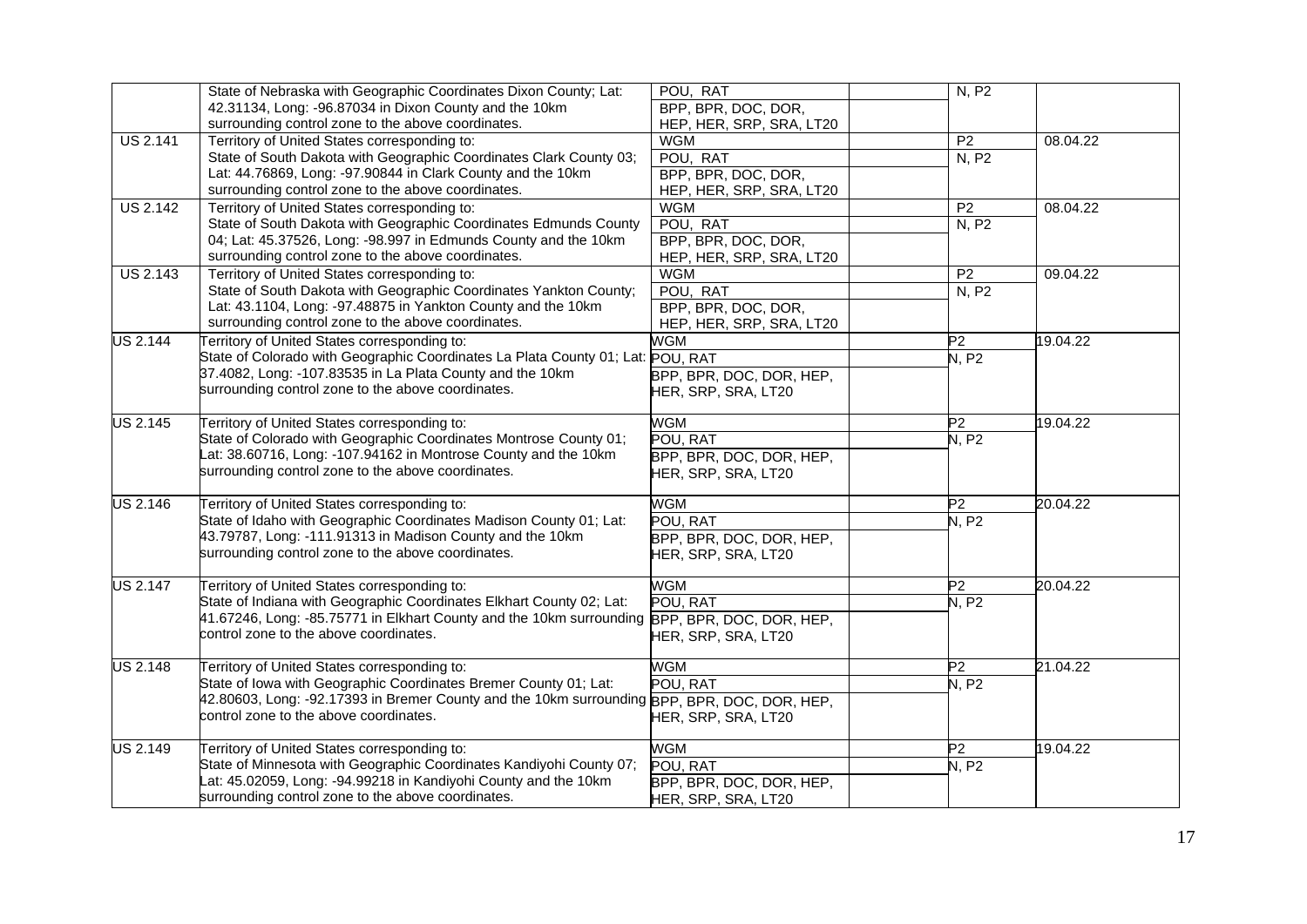| | | | | | |
|---|---|---|---|---|---|
| | State of Nebraska with Geographic Coordinates Dixon County; Lat: 42.31134, Long: -96.87034 in Dixon County and the 10km surrounding control zone to the above coordinates. | POU, RAT | | N, P2 | |
| | | BPP, BPR, DOC, DOR, HEP, HER, SRP, SRA, LT20 | | | |
| US 2.141 | Territory of United States corresponding to: State of South Dakota with Geographic Coordinates Clark County 03; Lat: 44.76869, Long: -97.90844 in Clark County and the 10km surrounding control zone to the above coordinates. | WGM | | P2 | 08.04.22 |
| | | POU, RAT | | N, P2 | |
| | | BPP, BPR, DOC, DOR, HEP, HER, SRP, SRA, LT20 | | | |
| US 2.142 | Territory of United States corresponding to: State of South Dakota with Geographic Coordinates Edmunds County 04; Lat: 45.37526, Long: -98.997 in Edmunds County and the 10km surrounding control zone to the above coordinates. | WGM | | P2 | 08.04.22 |
| | | POU, RAT | | N, P2 | |
| | | BPP, BPR, DOC, DOR, HEP, HER, SRP, SRA, LT20 | | | |
| US 2.143 | Territory of United States corresponding to: State of South Dakota with Geographic Coordinates Yankton County; Lat: 43.1104, Long: -97.48875 in Yankton County and the 10km surrounding control zone to the above coordinates. | WGM | | P2 | 09.04.22 |
| | | POU, RAT | | N, P2 | |
| | | BPP, BPR, DOC, DOR, HEP, HER, SRP, SRA, LT20 | | | |
| US 2.144 | Territory of United States corresponding to: State of Colorado with Geographic Coordinates La Plata County 01; Lat: 37.4082, Long: -107.83535 in La Plata County and the 10km surrounding control zone to the above coordinates. | WGM | | P2 | 19.04.22 |
| | | POU, RAT | | N, P2 | |
| | | BPP, BPR, DOC, DOR, HEP, HER, SRP, SRA, LT20 | | | |
| US 2.145 | Territory of United States corresponding to: State of Colorado with Geographic Coordinates Montrose County 01; Lat: 38.60716, Long: -107.94162 in Montrose County and the 10km surrounding control zone to the above coordinates. | WGM | | P2 | 19.04.22 |
| | | POU, RAT | | N, P2 | |
| | | BPP, BPR, DOC, DOR, HEP, HER, SRP, SRA, LT20 | | | |
| US 2.146 | Territory of United States corresponding to: State of Idaho with Geographic Coordinates Madison County 01; Lat: 43.79787, Long: -111.91313 in Madison County and the 10km surrounding control zone to the above coordinates. | WGM | | P2 | 20.04.22 |
| | | POU, RAT | | N, P2 | |
| | | BPP, BPR, DOC, DOR, HEP, HER, SRP, SRA, LT20 | | | |
| US 2.147 | Territory of United States corresponding to: State of Indiana with Geographic Coordinates Elkhart County 02; Lat: 41.67246, Long: -85.75771 in Elkhart County and the 10km surrounding control zone to the above coordinates. | WGM | | P2 | 20.04.22 |
| | | POU, RAT | | N, P2 | |
| | | BPP, BPR, DOC, DOR, HEP, HER, SRP, SRA, LT20 | | | |
| US 2.148 | Territory of United States corresponding to: State of Iowa with Geographic Coordinates Bremer County 01; Lat: 42.80603, Long: -92.17393 in Bremer County and the 10km surrounding control zone to the above coordinates. | WGM | | P2 | 21.04.22 |
| | | POU, RAT | | N, P2 | |
| | | BPP, BPR, DOC, DOR, HEP, HER, SRP, SRA, LT20 | | | |
| US 2.149 | Territory of United States corresponding to: State of Minnesota with Geographic Coordinates Kandiyohi County 07; Lat: 45.02059, Long: -94.99218 in Kandiyohi County and the 10km surrounding control zone to the above coordinates. | WGM | | P2 | 19.04.22 |
| | | POU, RAT | | N, P2 | |
| | | BPP, BPR, DOC, DOR, HEP, HER, SRP, SRA, LT20 | | | |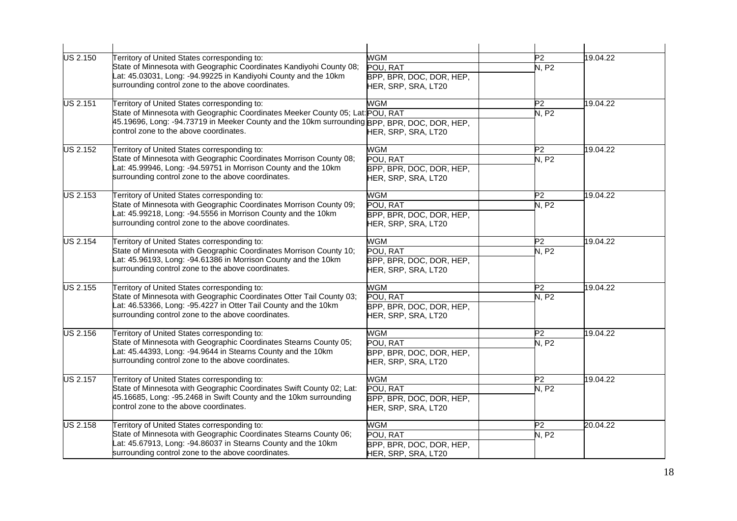| | | | | | |
|---|---|---|---|---|---|
| US 2.150 | Territory of United States corresponding to: State of Minnesota with Geographic Coordinates Kandiyohi County 08; Lat: 45.03031, Long: -94.99225 in Kandiyohi County and the 10km surrounding control zone to the above coordinates. | WGM | | P2 | 19.04.22 |
| | | POU, RAT | | N, P2 | |
| | | BPP, BPR, DOC, DOR, HEP, HER, SRP, SRA, LT20 | | | |
| US 2.151 | Territory of United States corresponding to: State of Minnesota with Geographic Coordinates Meeker County 05; Lat: 45.19696, Long: -94.73719 in Meeker County and the 10km surrounding control zone to the above coordinates. | WGM | | P2 | 19.04.22 |
| | | POU, RAT | | N, P2 | |
| | | BPP, BPR, DOC, DOR, HEP, HER, SRP, SRA, LT20 | | | |
| US 2.152 | Territory of United States corresponding to: State of Minnesota with Geographic Coordinates Morrison County 08; Lat: 45.99946, Long: -94.59751 in Morrison County and the 10km surrounding control zone to the above coordinates. | WGM | | P2 | 19.04.22 |
| | | POU, RAT | | N, P2 | |
| | | BPP, BPR, DOC, DOR, HEP, HER, SRP, SRA, LT20 | | | |
| US 2.153 | Territory of United States corresponding to: State of Minnesota with Geographic Coordinates Morrison County 09; Lat: 45.99218, Long: -94.5556 in Morrison County and the 10km surrounding control zone to the above coordinates. | WGM | | P2 | 19.04.22 |
| | | POU, RAT | | N, P2 | |
| | | BPP, BPR, DOC, DOR, HEP, HER, SRP, SRA, LT20 | | | |
| US 2.154 | Territory of United States corresponding to: State of Minnesota with Geographic Coordinates Morrison County 10; Lat: 45.96193, Long: -94.61386 in Morrison County and the 10km surrounding control zone to the above coordinates. | WGM | | P2 | 19.04.22 |
| | | POU, RAT | | N, P2 | |
| | | BPP, BPR, DOC, DOR, HEP, HER, SRP, SRA, LT20 | | | |
| US 2.155 | Territory of United States corresponding to: State of Minnesota with Geographic Coordinates Otter Tail County 03; Lat: 46.53366, Long: -95.4227 in Otter Tail County and the 10km surrounding control zone to the above coordinates. | WGM | | P2 | 19.04.22 |
| | | POU, RAT | | N, P2 | |
| | | BPP, BPR, DOC, DOR, HEP, HER, SRP, SRA, LT20 | | | |
| US 2.156 | Territory of United States corresponding to: State of Minnesota with Geographic Coordinates Stearns County 05; Lat: 45.44393, Long: -94.9644 in Stearns County and the 10km surrounding control zone to the above coordinates. | WGM | | P2 | 19.04.22 |
| | | POU, RAT | | N, P2 | |
| | | BPP, BPR, DOC, DOR, HEP, HER, SRP, SRA, LT20 | | | |
| US 2.157 | Territory of United States corresponding to: State of Minnesota with Geographic Coordinates Swift County 02; Lat: 45.16685, Long: -95.2468 in Swift County and the 10km surrounding control zone to the above coordinates. | WGM | | P2 | 19.04.22 |
| | | POU, RAT | | N, P2 | |
| | | BPP, BPR, DOC, DOR, HEP, HER, SRP, SRA, LT20 | | | |
| US 2.158 | Territory of United States corresponding to: State of Minnesota with Geographic Coordinates Stearns County 06; Lat: 45.67913, Long: -94.86037 in Stearns County and the 10km surrounding control zone to the above coordinates. | WGM | | P2 | 20.04.22 |
| | | POU, RAT | | N, P2 | |
| | | BPP, BPR, DOC, DOR, HEP, HER, SRP, SRA, LT20 | | | |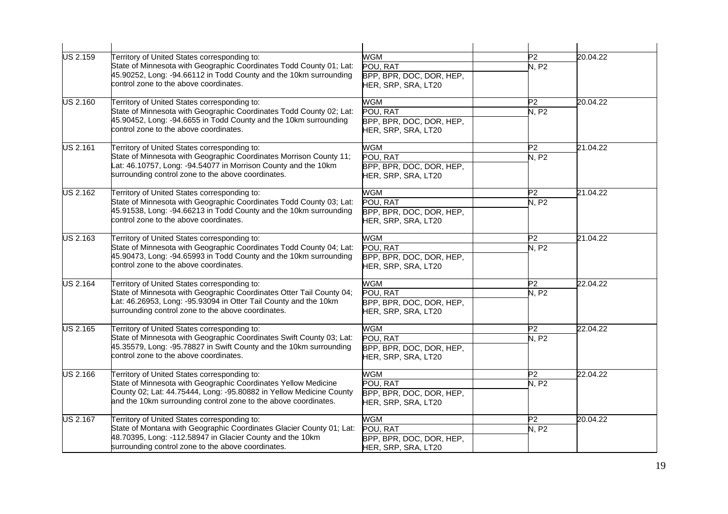| | | | | | |
|---|---|---|---|---|---|
| US 2.159 | Territory of United States corresponding to: State of Minnesota with Geographic Coordinates Todd County 01; Lat: 45.90252, Long: -94.66112 in Todd County and the 10km surrounding control zone to the above coordinates. | WGM | | P2 | 20.04.22 |
| | | POU, RAT | | N, P2 | |
| | | BPP, BPR, DOC, DOR, HEP, HER, SRP, SRA, LT20 | | | |
| US 2.160 | Territory of United States corresponding to: State of Minnesota with Geographic Coordinates Todd County 02; Lat: 45.90452, Long: -94.6655 in Todd County and the 10km surrounding control zone to the above coordinates. | WGM | | P2 | 20.04.22 |
| | | POU, RAT | | N, P2 | |
| | | BPP, BPR, DOC, DOR, HEP, HER, SRP, SRA, LT20 | | | |
| US 2.161 | Territory of United States corresponding to: State of Minnesota with Geographic Coordinates Morrison County 11; Lat: 46.10757, Long: -94.54077 in Morrison County and the 10km surrounding control zone to the above coordinates. | WGM | | P2 | 21.04.22 |
| | | POU, RAT | | N, P2 | |
| | | BPP, BPR, DOC, DOR, HEP, HER, SRP, SRA, LT20 | | | |
| US 2.162 | Territory of United States corresponding to: State of Minnesota with Geographic Coordinates Todd County 03; Lat: 45.91538, Long: -94.66213 in Todd County and the 10km surrounding control zone to the above coordinates. | WGM | | P2 | 21.04.22 |
| | | POU, RAT | | N, P2 | |
| | | BPP, BPR, DOC, DOR, HEP, HER, SRP, SRA, LT20 | | | |
| US 2.163 | Territory of United States corresponding to: State of Minnesota with Geographic Coordinates Todd County 04; Lat: 45.90473, Long: -94.65993 in Todd County and the 10km surrounding control zone to the above coordinates. | WGM | | P2 | 21.04.22 |
| | | POU, RAT | | N, P2 | |
| | | BPP, BPR, DOC, DOR, HEP, HER, SRP, SRA, LT20 | | | |
| US 2.164 | Territory of United States corresponding to: State of Minnesota with Geographic Coordinates Otter Tail County 04; Lat: 46.26953, Long: -95.93094 in Otter Tail County and the 10km surrounding control zone to the above coordinates. | WGM | | P2 | 22.04.22 |
| | | POU, RAT | | N, P2 | |
| | | BPP, BPR, DOC, DOR, HEP, HER, SRP, SRA, LT20 | | | |
| US 2.165 | Territory of United States corresponding to: State of Minnesota with Geographic Coordinates Swift County 03; Lat: 45.35579, Long: -95.78827 in Swift County and the 10km surrounding control zone to the above coordinates. | WGM | | P2 | 22.04.22 |
| | | POU, RAT | | N, P2 | |
| | | BPP, BPR, DOC, DOR, HEP, HER, SRP, SRA, LT20 | | | |
| US 2.166 | Territory of United States corresponding to: State of Minnesota with Geographic Coordinates Yellow Medicine County 02; Lat: 44.75444, Long: -95.80882 in Yellow Medicine County and the 10km surrounding control zone to the above coordinates. | WGM | | P2 | 22.04.22 |
| | | POU, RAT | | N, P2 | |
| | | BPP, BPR, DOC, DOR, HEP, HER, SRP, SRA, LT20 | | | |
| US 2.167 | Territory of United States corresponding to: State of Montana with Geographic Coordinates Glacier County 01; Lat: 48.70395, Long: -112.58947 in Glacier County and the 10km surrounding control zone to the above coordinates. | WGM | | P2 | 20.04.22 |
| | | POU, RAT | | N, P2 | |
| | | BPP, BPR, DOC, DOR, HEP, HER, SRP, SRA, LT20 | | | |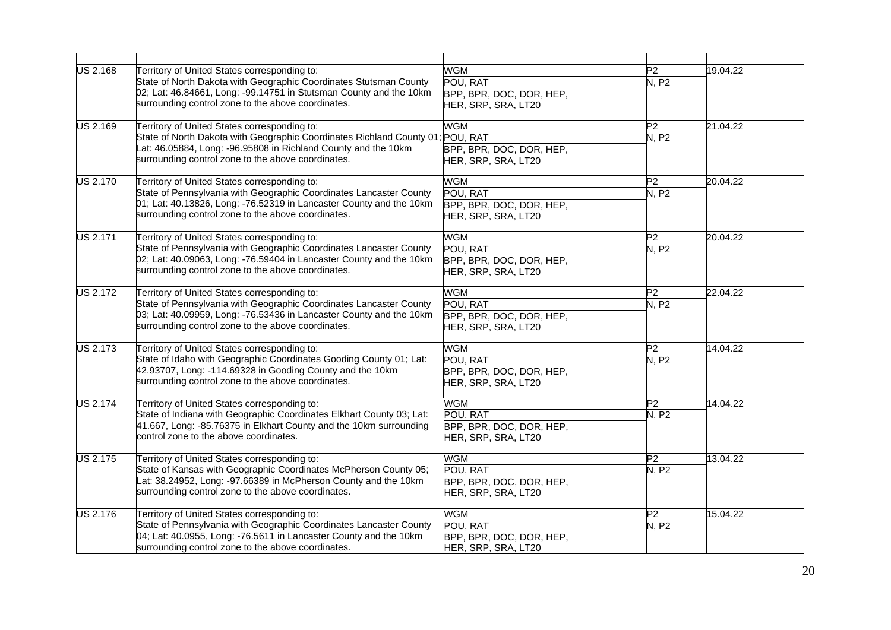| | | | | | |
|---|---|---|---|---|---|
| US 2.168 | Territory of United States corresponding to: State of North Dakota with Geographic Coordinates Stutsman County 02; Lat: 46.84661, Long: -99.14751 in Stutsman County and the 10km surrounding control zone to the above coordinates. | WGM | | P2 | 19.04.22 |
| | | POU, RAT | | N, P2 | |
| | | BPP, BPR, DOC, DOR, HEP, HER, SRP, SRA, LT20 | | | |
| US 2.169 | Territory of United States corresponding to: State of North Dakota with Geographic Coordinates Richland County 01; Lat: 46.05884, Long: -96.95808 in Richland County and the 10km surrounding control zone to the above coordinates. | WGM | | P2 | 21.04.22 |
| | | POU, RAT | | N, P2 | |
| | | BPP, BPR, DOC, DOR, HEP, HER, SRP, SRA, LT20 | | | |
| US 2.170 | Territory of United States corresponding to: State of Pennsylvania with Geographic Coordinates Lancaster County 01; Lat: 40.13826, Long: -76.52319 in Lancaster County and the 10km surrounding control zone to the above coordinates. | WGM | | P2 | 20.04.22 |
| | | POU, RAT | | N, P2 | |
| | | BPP, BPR, DOC, DOR, HEP, HER, SRP, SRA, LT20 | | | |
| US 2.171 | Territory of United States corresponding to: State of Pennsylvania with Geographic Coordinates Lancaster County 02; Lat: 40.09063, Long: -76.59404 in Lancaster County and the 10km surrounding control zone to the above coordinates. | WGM | | P2 | 20.04.22 |
| | | POU, RAT | | N, P2 | |
| | | BPP, BPR, DOC, DOR, HEP, HER, SRP, SRA, LT20 | | | |
| US 2.172 | Territory of United States corresponding to: State of Pennsylvania with Geographic Coordinates Lancaster County 03; Lat: 40.09959, Long: -76.53436 in Lancaster County and the 10km surrounding control zone to the above coordinates. | WGM | | P2 | 22.04.22 |
| | | POU, RAT | | N, P2 | |
| | | BPP, BPR, DOC, DOR, HEP, HER, SRP, SRA, LT20 | | | |
| US 2.173 | Territory of United States corresponding to: State of Idaho with Geographic Coordinates Gooding County 01; Lat: 42.93707, Long: -114.69328 in Gooding County and the 10km surrounding control zone to the above coordinates. | WGM | | P2 | 14.04.22 |
| | | POU, RAT | | N, P2 | |
| | | BPP, BPR, DOC, DOR, HEP, HER, SRP, SRA, LT20 | | | |
| US 2.174 | Territory of United States corresponding to: State of Indiana with Geographic Coordinates Elkhart County 03; Lat: 41.667, Long: -85.76375 in Elkhart County and the 10km surrounding control zone to the above coordinates. | WGM | | P2 | 14.04.22 |
| | | POU, RAT | | N, P2 | |
| | | BPP, BPR, DOC, DOR, HEP, HER, SRP, SRA, LT20 | | | |
| US 2.175 | Territory of United States corresponding to: State of Kansas with Geographic Coordinates McPherson County 05; Lat: 38.24952, Long: -97.66389 in McPherson County and the 10km surrounding control zone to the above coordinates. | WGM | | P2 | 13.04.22 |
| | | POU, RAT | | N, P2 | |
| | | BPP, BPR, DOC, DOR, HEP, HER, SRP, SRA, LT20 | | | |
| US 2.176 | Territory of United States corresponding to: State of Pennsylvania with Geographic Coordinates Lancaster County 04; Lat: 40.0955, Long: -76.5611 in Lancaster County and the 10km surrounding control zone to the above coordinates. | WGM | | P2 | 15.04.22 |
| | | POU, RAT | | N, P2 | |
| | | BPP, BPR, DOC, DOR, HEP, HER, SRP, SRA, LT20 | | | |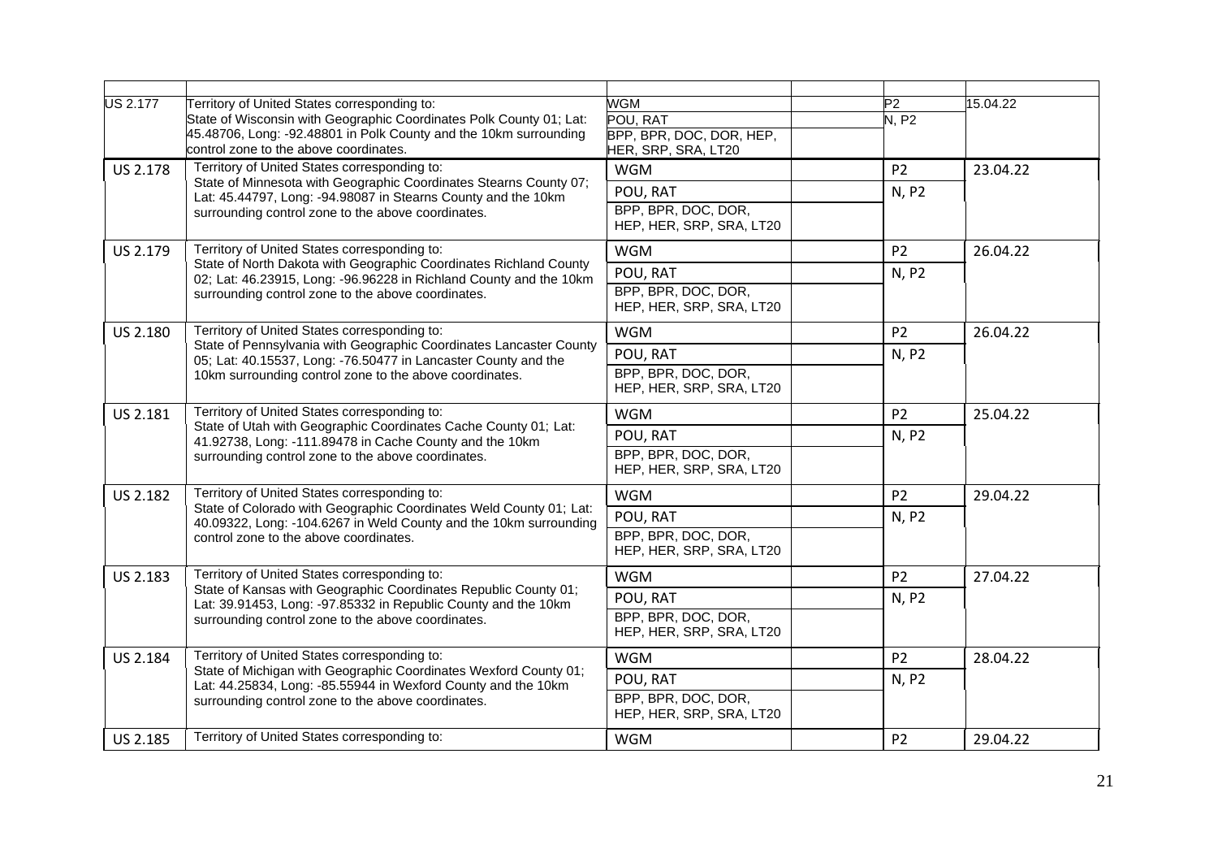| | | | | | |
|---|---|---|---|---|---|
| US 2.177 | Territory of United States corresponding to: State of Wisconsin with Geographic Coordinates Polk County 01; Lat: 45.48706, Long: -92.48801 in Polk County and the 10km surrounding control zone to the above coordinates. | WGM | | P2 | 15.04.22 |
| | | POU, RAT | | N, P2 | |
| | | BPP, BPR, DOC, DOR, HEP, HER, SRP, SRA, LT20 | | | |
| US 2.178 | Territory of United States corresponding to: State of Minnesota with Geographic Coordinates Stearns County 07; Lat: 45.44797, Long: -94.98087 in Stearns County and the 10km surrounding control zone to the above coordinates. | WGM | | P2 | 23.04.22 |
| | | POU, RAT | | N, P2 | |
| | | BPP, BPR, DOC, DOR, HEP, HER, SRP, SRA, LT20 | | | |
| US 2.179 | Territory of United States corresponding to: State of North Dakota with Geographic Coordinates Richland County 02; Lat: 46.23915, Long: -96.96228 in Richland County and the 10km surrounding control zone to the above coordinates. | WGM | | P2 | 26.04.22 |
| | | POU, RAT | | N, P2 | |
| | | BPP, BPR, DOC, DOR, HEP, HER, SRP, SRA, LT20 | | | |
| US 2.180 | Territory of United States corresponding to: State of Pennsylvania with Geographic Coordinates Lancaster County 05; Lat: 40.15537, Long: -76.50477 in Lancaster County and the 10km surrounding control zone to the above coordinates. | WGM | | P2 | 26.04.22 |
| | | POU, RAT | | N, P2 | |
| | | BPP, BPR, DOC, DOR, HEP, HER, SRP, SRA, LT20 | | | |
| US 2.181 | Territory of United States corresponding to: State of Utah with Geographic Coordinates Cache County 01; Lat: 41.92738, Long: -111.89478 in Cache County and the 10km surrounding control zone to the above coordinates. | WGM | | P2 | 25.04.22 |
| | | POU, RAT | | N, P2 | |
| | | BPP, BPR, DOC, DOR, HEP, HER, SRP, SRA, LT20 | | | |
| US 2.182 | Territory of United States corresponding to: State of Colorado with Geographic Coordinates Weld County 01; Lat: 40.09322, Long: -104.6267 in Weld County and the 10km surrounding control zone to the above coordinates. | WGM | | P2 | 29.04.22 |
| | | POU, RAT | | N, P2 | |
| | | BPP, BPR, DOC, DOR, HEP, HER, SRP, SRA, LT20 | | | |
| US 2.183 | Territory of United States corresponding to: State of Kansas with Geographic Coordinates Republic County 01; Lat: 39.91453, Long: -97.85332 in Republic County and the 10km surrounding control zone to the above coordinates. | WGM | | P2 | 27.04.22 |
| | | POU, RAT | | N, P2 | |
| | | BPP, BPR, DOC, DOR, HEP, HER, SRP, SRA, LT20 | | | |
| US 2.184 | Territory of United States corresponding to: State of Michigan with Geographic Coordinates Wexford County 01; Lat: 44.25834, Long: -85.55944 in Wexford County and the 10km surrounding control zone to the above coordinates. | WGM | | P2 | 28.04.22 |
| | | POU, RAT | | N, P2 | |
| | | BPP, BPR, DOC, DOR, HEP, HER, SRP, SRA, LT20 | | | |
| US 2.185 | Territory of United States corresponding to: | WGM | | P2 | 29.04.22 |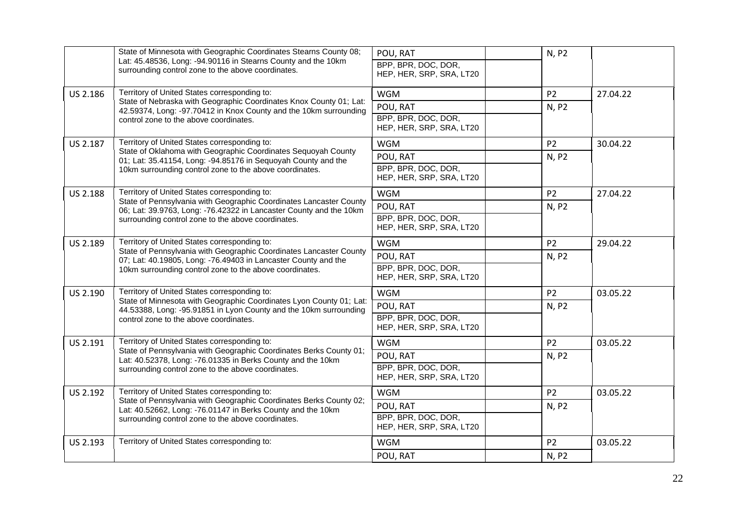| | | | | | |
|---|---|---|---|---|---|
| | State of Minnesota with Geographic Coordinates Stearns County 08; Lat: 45.48536, Long: -94.90116 in Stearns County and the 10km surrounding control zone to the above coordinates. | POU, RAT | | N, P2 | |
| | | BPP, BPR, DOC, DOR, HEP, HER, SRP, SRA, LT20 | | | |
| US 2.186 | Territory of United States corresponding to: State of Nebraska with Geographic Coordinates Knox County 01; Lat: 42.59374, Long: -97.70412 in Knox County and the 10km surrounding control zone to the above coordinates. | WGM | | P2 | 27.04.22 |
| | | POU, RAT | | N, P2 | |
| | | BPP, BPR, DOC, DOR, HEP, HER, SRP, SRA, LT20 | | | |
| US 2.187 | Territory of United States corresponding to: State of Oklahoma with Geographic Coordinates Sequoyah County 01; Lat: 35.41154, Long: -94.85176 in Sequoyah County and the 10km surrounding control zone to the above coordinates. | WGM | | P2 | 30.04.22 |
| | | POU, RAT | | N, P2 | |
| | | BPP, BPR, DOC, DOR, HEP, HER, SRP, SRA, LT20 | | | |
| US 2.188 | Territory of United States corresponding to: State of Pennsylvania with Geographic Coordinates Lancaster County 06; Lat: 39.9763, Long: -76.42322 in Lancaster County and the 10km surrounding control zone to the above coordinates. | WGM | | P2 | 27.04.22 |
| | | POU, RAT | | N, P2 | |
| | | BPP, BPR, DOC, DOR, HEP, HER, SRP, SRA, LT20 | | | |
| US 2.189 | Territory of United States corresponding to: State of Pennsylvania with Geographic Coordinates Lancaster County 07; Lat: 40.19805, Long: -76.49403 in Lancaster County and the 10km surrounding control zone to the above coordinates. | WGM | | P2 | 29.04.22 |
| | | POU, RAT | | N, P2 | |
| | | BPP, BPR, DOC, DOR, HEP, HER, SRP, SRA, LT20 | | | |
| US 2.190 | Territory of United States corresponding to: State of Minnesota with Geographic Coordinates Lyon County 01; Lat: 44.53388, Long: -95.91851 in Lyon County and the 10km surrounding control zone to the above coordinates. | WGM | | P2 | 03.05.22 |
| | | POU, RAT | | N, P2 | |
| | | BPP, BPR, DOC, DOR, HEP, HER, SRP, SRA, LT20 | | | |
| US 2.191 | Territory of United States corresponding to: State of Pennsylvania with Geographic Coordinates Berks County 01; Lat: 40.52378, Long: -76.01335 in Berks County and the 10km surrounding control zone to the above coordinates. | WGM | | P2 | 03.05.22 |
| | | POU, RAT | | N, P2 | |
| | | BPP, BPR, DOC, DOR, HEP, HER, SRP, SRA, LT20 | | | |
| US 2.192 | Territory of United States corresponding to: State of Pennsylvania with Geographic Coordinates Berks County 02; Lat: 40.52662, Long: -76.01147 in Berks County and the 10km surrounding control zone to the above coordinates. | WGM | | P2 | 03.05.22 |
| | | POU, RAT | | N, P2 | |
| | | BPP, BPR, DOC, DOR, HEP, HER, SRP, SRA, LT20 | | | |
| US 2.193 | Territory of United States corresponding to: | WGM | | P2 | 03.05.22 |
| | | POU, RAT | | N, P2 | |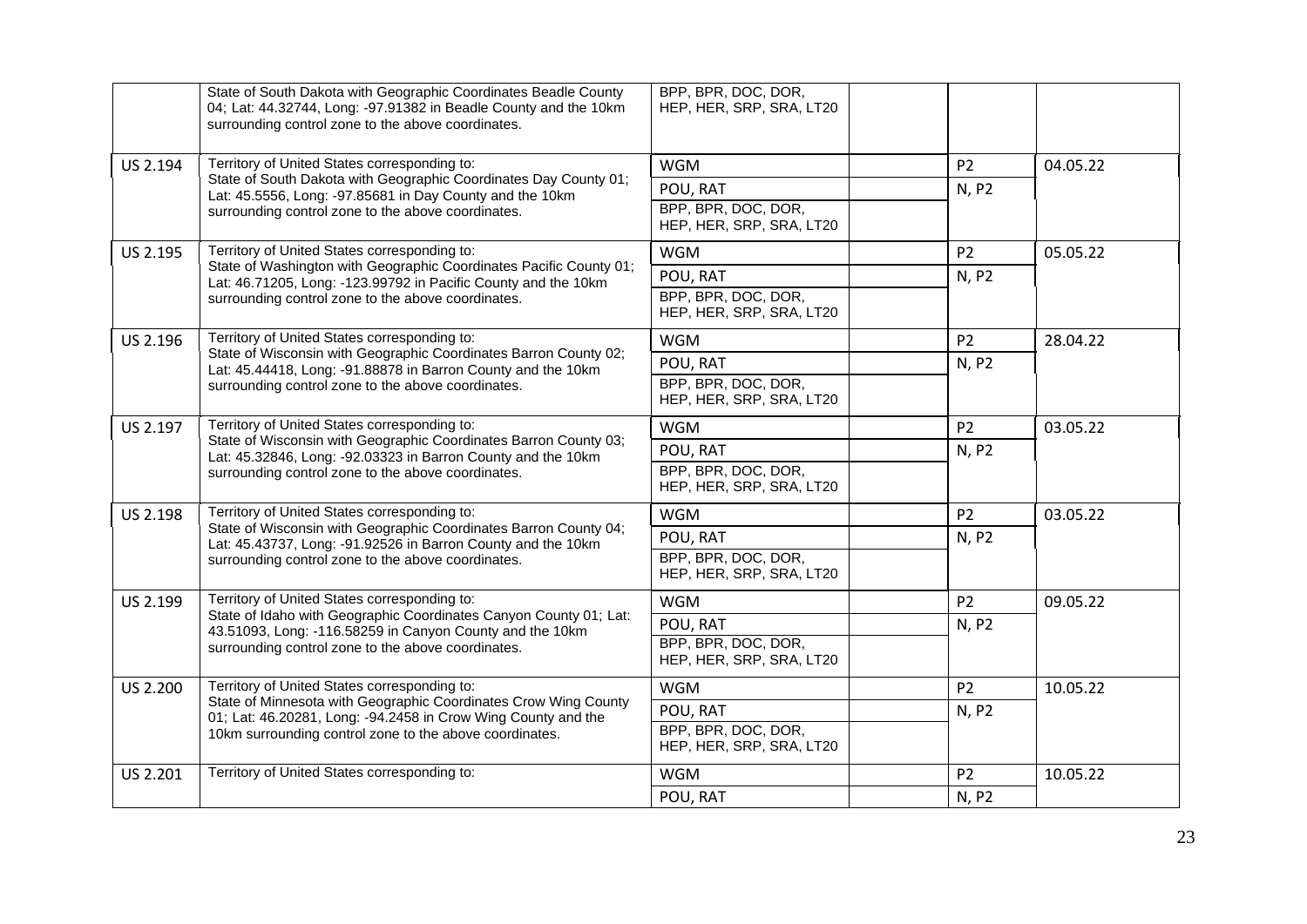| | | | | | |
|---|---|---|---|---|---|
| | State of South Dakota with Geographic Coordinates Beadle County 04; Lat: 44.32744, Long: -97.91382 in Beadle County and the 10km surrounding control zone to the above coordinates. | BPP, BPR, DOC, DOR, HEP, HER, SRP, SRA, LT20 | | | |
| US 2.194 | Territory of United States corresponding to: State of South Dakota with Geographic Coordinates Day County 01; Lat: 45.5556, Long: -97.85681 in Day County and the 10km surrounding control zone to the above coordinates. | WGM | | P2 | 04.05.22 |
| | | POU, RAT | | N, P2 | |
| | | BPP, BPR, DOC, DOR, HEP, HER, SRP, SRA, LT20 | | | |
| US 2.195 | Territory of United States corresponding to: State of Washington with Geographic Coordinates Pacific County 01; Lat: 46.71205, Long: -123.99792 in Pacific County and the 10km surrounding control zone to the above coordinates. | WGM | | P2 | 05.05.22 |
| | | POU, RAT | | N, P2 | |
| | | BPP, BPR, DOC, DOR, HEP, HER, SRP, SRA, LT20 | | | |
| US 2.196 | Territory of United States corresponding to: State of Wisconsin with Geographic Coordinates Barron County 02; Lat: 45.44418, Long: -91.88878 in Barron County and the 10km surrounding control zone to the above coordinates. | WGM | | P2 | 28.04.22 |
| | | POU, RAT | | N, P2 | |
| | | BPP, BPR, DOC, DOR, HEP, HER, SRP, SRA, LT20 | | | |
| US 2.197 | Territory of United States corresponding to: State of Wisconsin with Geographic Coordinates Barron County 03; Lat: 45.32846, Long: -92.03323 in Barron County and the 10km surrounding control zone to the above coordinates. | WGM | | P2 | 03.05.22 |
| | | POU, RAT | | N, P2 | |
| | | BPP, BPR, DOC, DOR, HEP, HER, SRP, SRA, LT20 | | | |
| US 2.198 | Territory of United States corresponding to: State of Wisconsin with Geographic Coordinates Barron County 04; Lat: 45.43737, Long: -91.92526 in Barron County and the 10km surrounding control zone to the above coordinates. | WGM | | P2 | 03.05.22 |
| | | POU, RAT | | N, P2 | |
| | | BPP, BPR, DOC, DOR, HEP, HER, SRP, SRA, LT20 | | | |
| US 2.199 | Territory of United States corresponding to: State of Idaho with Geographic Coordinates Canyon County 01; Lat: 43.51093, Long: -116.58259 in Canyon County and the 10km surrounding control zone to the above coordinates. | WGM | | P2 | 09.05.22 |
| | | POU, RAT | | N, P2 | |
| | | BPP, BPR, DOC, DOR, HEP, HER, SRP, SRA, LT20 | | | |
| US 2.200 | Territory of United States corresponding to: State of Minnesota with Geographic Coordinates Crow Wing County 01; Lat: 46.20281, Long: -94.2458 in Crow Wing County and the 10km surrounding control zone to the above coordinates. | WGM | | P2 | 10.05.22 |
| | | POU, RAT | | N, P2 | |
| | | BPP, BPR, DOC, DOR, HEP, HER, SRP, SRA, LT20 | | | |
| US 2.201 | Territory of United States corresponding to: | WGM | | P2 | 10.05.22 |
| | | POU, RAT | | N, P2 | |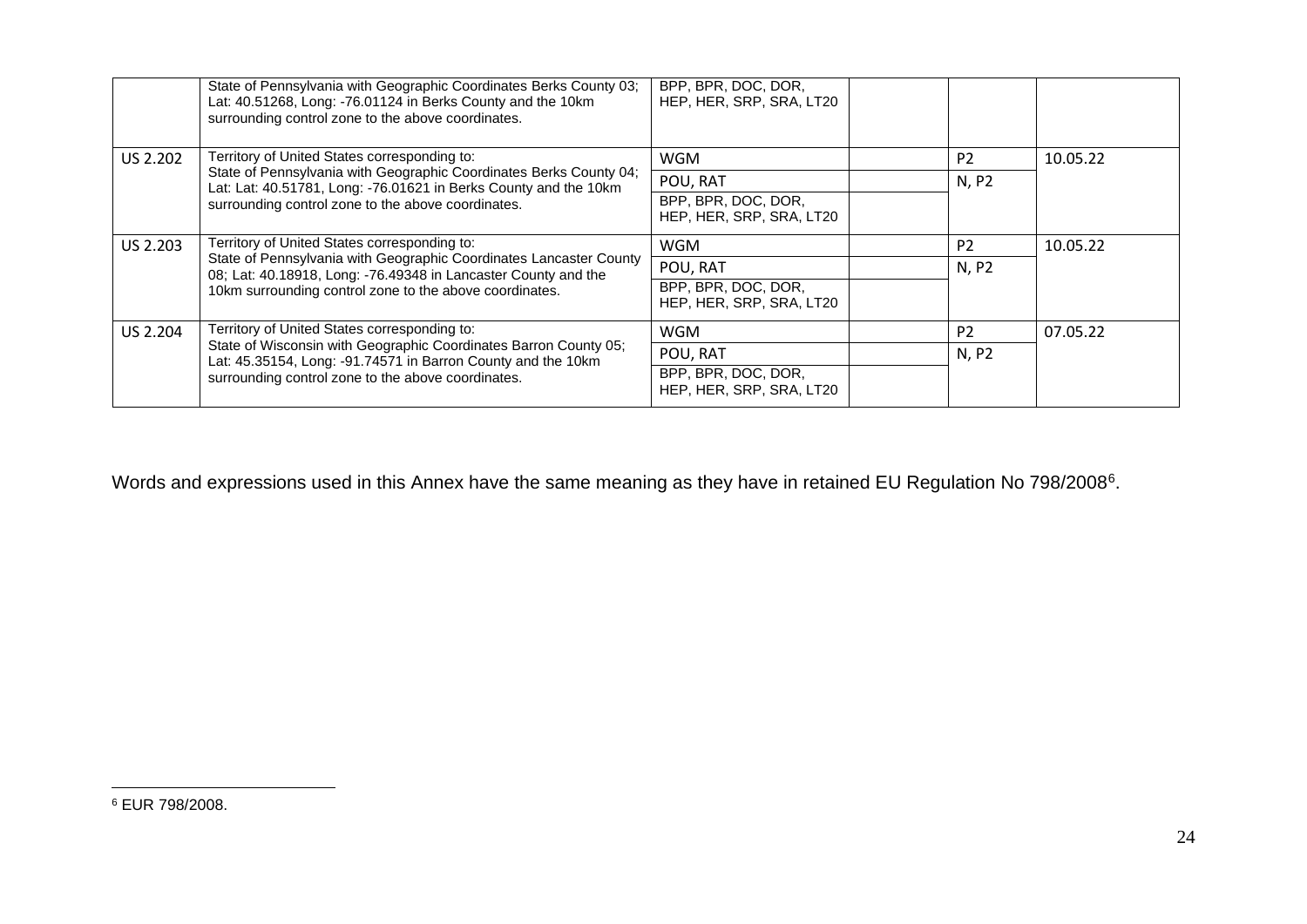| | | | | | |
|---|---|---|---|---|---|
| | State of Pennsylvania with Geographic Coordinates Berks County 03; Lat: 40.51268, Long: -76.01124 in Berks County and the 10km surrounding control zone to the above coordinates. | BPP, BPR, DOC, DOR, HEP, HER, SRP, SRA, LT20 | | | |
| US 2.202 | Territory of United States corresponding to: State of Pennsylvania with Geographic Coordinates Berks County 04; Lat: Lat: 40.51781, Long: -76.01621 in Berks County and the 10km surrounding control zone to the above coordinates. | WGM | | P2 | 10.05.22 |
| | | POU, RAT | | N, P2 | |
| | | BPP, BPR, DOC, DOR, HEP, HER, SRP, SRA, LT20 | | | |
| US 2.203 | Territory of United States corresponding to: State of Pennsylvania with Geographic Coordinates Lancaster County 08; Lat: 40.18918, Long: -76.49348 in Lancaster County and the 10km surrounding control zone to the above coordinates. | WGM | | P2 | 10.05.22 |
| | | POU, RAT | | N, P2 | |
| | | BPP, BPR, DOC, DOR, HEP, HER, SRP, SRA, LT20 | | | |
| US 2.204 | Territory of United States corresponding to: State of Wisconsin with Geographic Coordinates Barron County 05; Lat: 45.35154, Long: -91.74571 in Barron County and the 10km surrounding control zone to the above coordinates. | WGM | | P2 | 07.05.22 |
| | | POU, RAT | | N, P2 | |
| | | BPP, BPR, DOC, DOR, HEP, HER, SRP, SRA, LT20 | | | |

Words and expressions used in this Annex have the same meaning as they have in retained EU Regulation No 798/2008[6].

[6] EUR 798/2008.